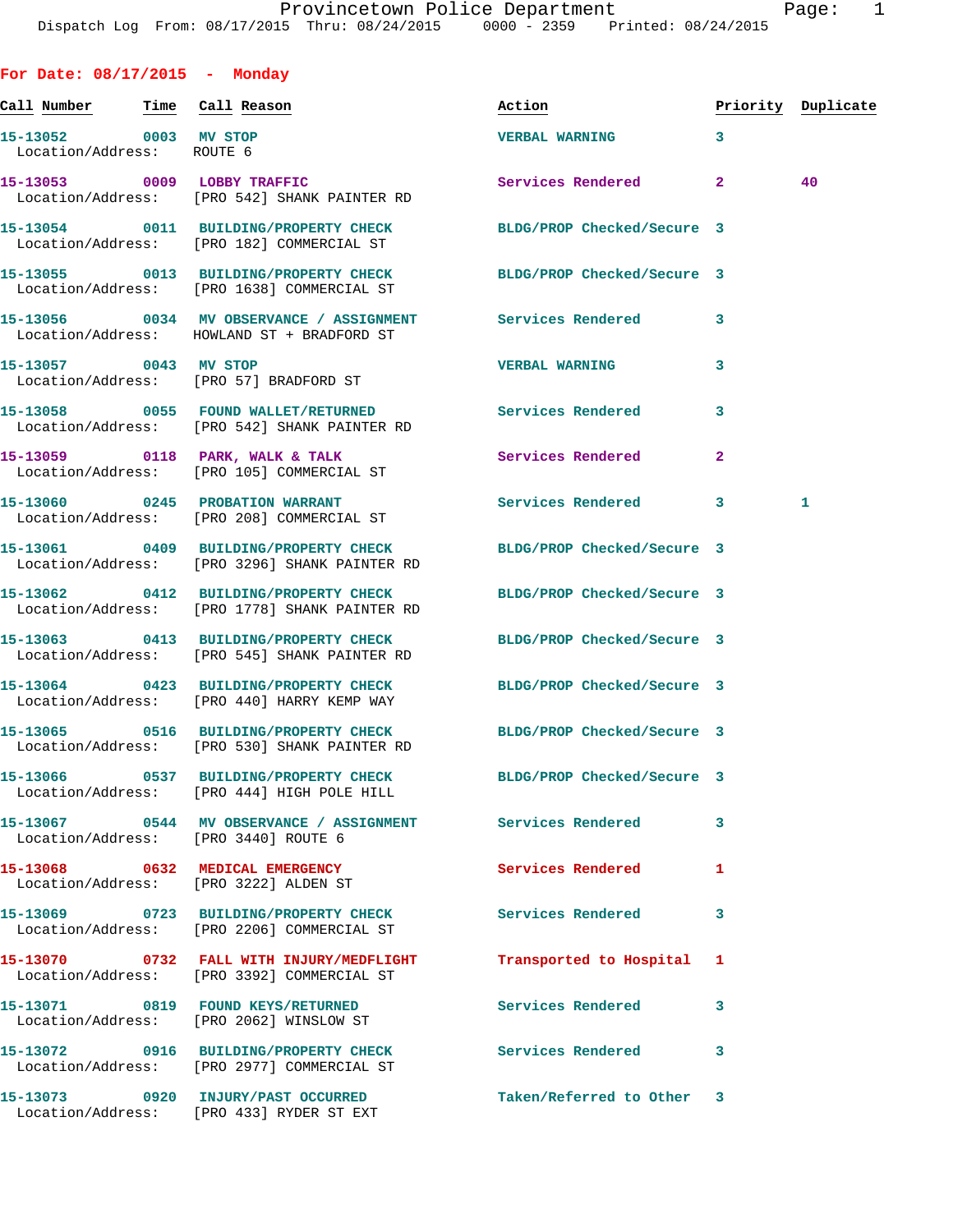# Provincetown Police Department

Dispatch Log From: 08/17/2015 Thru: 08/24/2015 0000 - 2359 Printed: 08/24/2015

## For Date: 08/17/2015 - Monday

| Call Number | Time | Call Reason | Action | Priority | Duplicate |
|---|---|---|---|---|---|
| 15-13052 | 0003 | MV STOP<br>Location/Address: ROUTE 6 | VERBAL WARNING | 3 | |
| 15-13053 | 0009 | LOBBY TRAFFIC<br>Location/Address: [PRO 542] SHANK PAINTER RD | Services Rendered | 2 | 40 |
| 15-13054 | 0011 | BUILDING/PROPERTY CHECK<br>Location/Address: [PRO 182] COMMERCIAL ST | BLDG/PROP Checked/Secure | 3 | |
| 15-13055 | 0013 | BUILDING/PROPERTY CHECK<br>Location/Address: [PRO 1638] COMMERCIAL ST | BLDG/PROP Checked/Secure | 3 | |
| 15-13056 | 0034 | MV OBSERVANCE / ASSIGNMENT<br>Location/Address: HOWLAND ST + BRADFORD ST | Services Rendered | 3 | |
| 15-13057 | 0043 | MV STOP<br>Location/Address: [PRO 57] BRADFORD ST | VERBAL WARNING | 3 | |
| 15-13058 | 0055 | FOUND WALLET/RETURNED<br>Location/Address: [PRO 542] SHANK PAINTER RD | Services Rendered | 3 | |
| 15-13059 | 0118 | PARK, WALK & TALK<br>Location/Address: [PRO 105] COMMERCIAL ST | Services Rendered | 2 | |
| 15-13060 | 0245 | PROBATION WARRANT<br>Location/Address: [PRO 208] COMMERCIAL ST | Services Rendered | 3 | 1 |
| 15-13061 | 0409 | BUILDING/PROPERTY CHECK<br>Location/Address: [PRO 3296] SHANK PAINTER RD | BLDG/PROP Checked/Secure | 3 | |
| 15-13062 | 0412 | BUILDING/PROPERTY CHECK<br>Location/Address: [PRO 1778] SHANK PAINTER RD | BLDG/PROP Checked/Secure | 3 | |
| 15-13063 | 0413 | BUILDING/PROPERTY CHECK<br>Location/Address: [PRO 545] SHANK PAINTER RD | BLDG/PROP Checked/Secure | 3 | |
| 15-13064 | 0423 | BUILDING/PROPERTY CHECK<br>Location/Address: [PRO 440] HARRY KEMP WAY | BLDG/PROP Checked/Secure | 3 | |
| 15-13065 | 0516 | BUILDING/PROPERTY CHECK<br>Location/Address: [PRO 530] SHANK PAINTER RD | BLDG/PROP Checked/Secure | 3 | |
| 15-13066 | 0537 | BUILDING/PROPERTY CHECK<br>Location/Address: [PRO 444] HIGH POLE HILL | BLDG/PROP Checked/Secure | 3 | |
| 15-13067 | 0544 | MV OBSERVANCE / ASSIGNMENT<br>Location/Address: [PRO 3440] ROUTE 6 | Services Rendered | 3 | |
| 15-13068 | 0632 | MEDICAL EMERGENCY<br>Location/Address: [PRO 3222] ALDEN ST | Services Rendered | 1 | |
| 15-13069 | 0723 | BUILDING/PROPERTY CHECK<br>Location/Address: [PRO 2206] COMMERCIAL ST | Services Rendered | 3 | |
| 15-13070 | 0732 | FALL WITH INJURY/MEDFLIGHT<br>Location/Address: [PRO 3392] COMMERCIAL ST | Transported to Hospital | 1 | |
| 15-13071 | 0819 | FOUND KEYS/RETURNED<br>Location/Address: [PRO 2062] WINSLOW ST | Services Rendered | 3 | |
| 15-13072 | 0916 | BUILDING/PROPERTY CHECK<br>Location/Address: [PRO 2977] COMMERCIAL ST | Services Rendered | 3 | |
| 15-13073 | 0920 | INJURY/PAST OCCURRED<br>Location/Address: [PRO 433] RYDER ST EXT | Taken/Referred to Other | 3 | |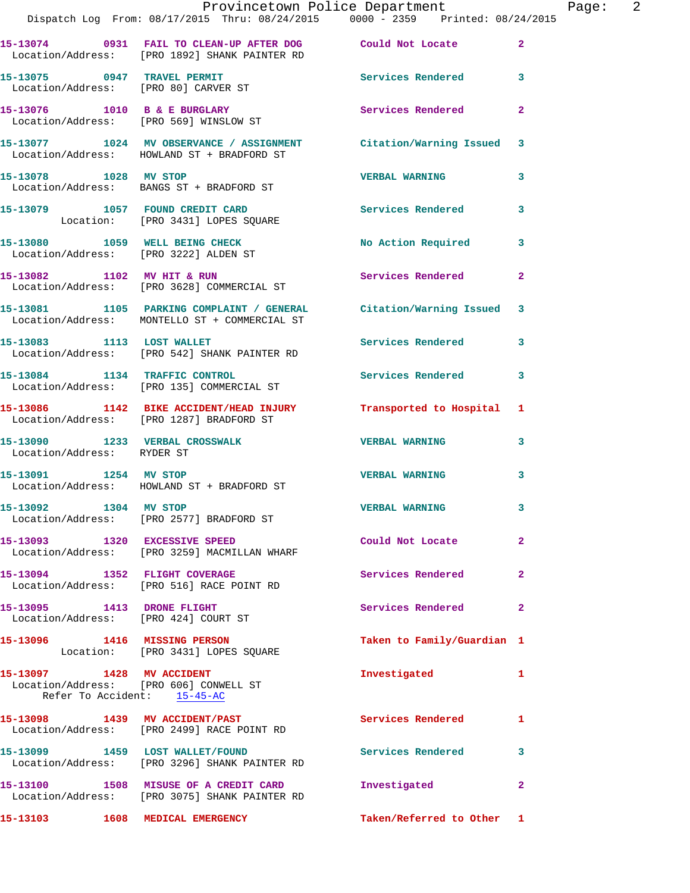15-13074 0931 FAIL TO CLEAN-UP AFTER DOG Could Not Locate 2
Location/Address: [PRO 1892] SHANK PAINTER RD

15-13075 0947 TRAVEL PERMIT Services Rendered 3
Location/Address: [PRO 80] CARVER ST

15-13076 1010 B & E BURGLARY Services Rendered 2
Location/Address: [PRO 569] WINSLOW ST

15-13077 1024 MV OBSERVANCE / ASSIGNMENT Citation/Warning Issued 3
Location/Address: HOWLAND ST + BRADFORD ST

15-13078 1028 MV STOP VERBAL WARNING 3
Location/Address: BANGS ST + BRADFORD ST

15-13079 1057 FOUND CREDIT CARD Services Rendered 3
Location: [PRO 3431] LOPES SQUARE

15-13080 1059 WELL BEING CHECK No Action Required 3
Location/Address: [PRO 3222] ALDEN ST

15-13082 1102 MV HIT & RUN Services Rendered 2
Location/Address: [PRO 3628] COMMERCIAL ST

15-13081 1105 PARKING COMPLAINT / GENERAL Citation/Warning Issued 3
Location/Address: MONTELLO ST + COMMERCIAL ST

15-13083 1113 LOST WALLET Services Rendered 3
Location/Address: [PRO 542] SHANK PAINTER RD

15-13084 1134 TRAFFIC CONTROL Services Rendered 3
Location/Address: [PRO 135] COMMERCIAL ST

15-13086 1142 BIKE ACCIDENT/HEAD INJURY Transported to Hospital 1
Location/Address: [PRO 1287] BRADFORD ST

15-13090 1233 VERBAL CROSSWALK VERBAL WARNING 3
Location/Address: RYDER ST

15-13091 1254 MV STOP VERBAL WARNING 3
Location/Address: HOWLAND ST + BRADFORD ST

15-13092 1304 MV STOP VERBAL WARNING 3
Location/Address: [PRO 2577] BRADFORD ST

15-13093 1320 EXCESSIVE SPEED Could Not Locate 2
Location/Address: [PRO 3259] MACMILLAN WHARF

15-13094 1352 FLIGHT COVERAGE Services Rendered 2
Location/Address: [PRO 516] RACE POINT RD

15-13095 1413 DRONE FLIGHT Services Rendered 2
Location/Address: [PRO 424] COURT ST

15-13096 1416 MISSING PERSON Taken to Family/Guardian 1
Location: [PRO 3431] LOPES SQUARE

15-13097 1428 MV ACCIDENT Investigated 1
Location/Address: [PRO 606] CONWELL ST
Refer To Accident: 15-45-AC

15-13098 1439 MV ACCIDENT/PAST Services Rendered 1
Location/Address: [PRO 2499] RACE POINT RD

15-13099 1459 LOST WALLET/FOUND Services Rendered 3
Location/Address: [PRO 3296] SHANK PAINTER RD

15-13100 1508 MISUSE OF A CREDIT CARD Investigated 2
Location/Address: [PRO 3075] SHANK PAINTER RD

15-13103 1608 MEDICAL EMERGENCY Taken/Referred to Other 1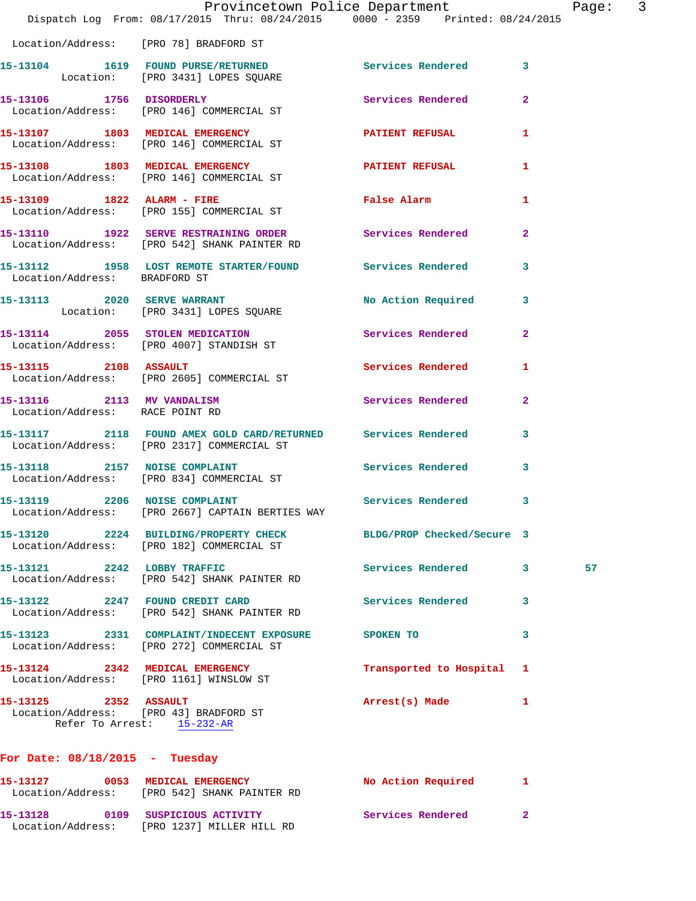Location/Address: [PRO 78] BRADFORD ST

**15-13104** 1619 **FOUND PURSE/RETURNED** Services Rendered 3
Location: [PRO 3431] LOPES SQUARE

**15-13106** 1756 **DISORDERLY** Services Rendered 2
Location/Address: [PRO 146] COMMERCIAL ST

**15-13107** 1803 **MEDICAL EMERGENCY** PATIENT REFUSAL 1
Location/Address: [PRO 146] COMMERCIAL ST

**15-13108** 1803 **MEDICAL EMERGENCY** PATIENT REFUSAL 1
Location/Address: [PRO 146] COMMERCIAL ST

**15-13109** 1822 **ALARM - FIRE** False Alarm 1
Location/Address: [PRO 155] COMMERCIAL ST

**15-13110** 1922 **SERVE RESTRAINING ORDER** Services Rendered 2
Location/Address: [PRO 542] SHANK PAINTER RD

**15-13112** 1958 **LOST REMOTE STARTER/FOUND** Services Rendered 3
Location/Address: BRADFORD ST

**15-13113** 2020 **SERVE WARRANT** No Action Required 3
Location: [PRO 3431] LOPES SQUARE

**15-13114** 2055 **STOLEN MEDICATION** Services Rendered 2
Location/Address: [PRO 4007] STANDISH ST

**15-13115** 2108 **ASSAULT** Services Rendered 1
Location/Address: [PRO 2605] COMMERCIAL ST

**15-13116** 2113 **MV VANDALISM** Services Rendered 2
Location/Address: RACE POINT RD

**15-13117** 2118 **FOUND AMEX GOLD CARD/RETURNED** Services Rendered 3
Location/Address: [PRO 2317] COMMERCIAL ST

**15-13118** 2157 **NOISE COMPLAINT** Services Rendered 3
Location/Address: [PRO 834] COMMERCIAL ST

**15-13119** 2206 **NOISE COMPLAINT** Services Rendered 3
Location/Address: [PRO 2667] CAPTAIN BERTIES WAY

**15-13120** 2224 **BUILDING/PROPERTY CHECK** BLDG/PROP Checked/Secure 3
Location/Address: [PRO 182] COMMERCIAL ST

**15-13121** 2242 **LOBBY TRAFFIC** Services Rendered 3 57
Location/Address: [PRO 542] SHANK PAINTER RD

**15-13122** 2247 **FOUND CREDIT CARD** Services Rendered 3
Location/Address: [PRO 542] SHANK PAINTER RD

**15-13123** 2331 **COMPLAINT/INDECENT EXPOSURE** SPOKEN TO 3
Location/Address: [PRO 272] COMMERCIAL ST

**15-13124** 2342 **MEDICAL EMERGENCY** Transported to Hospital 1
Location/Address: [PRO 1161] WINSLOW ST

**15-13125** 2352 **ASSAULT** Arrest(s) Made 1
Location/Address: [PRO 43] BRADFORD ST
Refer To Arrest: 15-232-AR

## For Date: 08/18/2015 - Tuesday

**15-13127** 0053 **MEDICAL EMERGENCY** No Action Required 1
Location/Address: [PRO 542] SHANK PAINTER RD

**15-13128** 0109 **SUSPICIOUS ACTIVITY** Services Rendered 2
Location/Address: [PRO 1237] MILLER HILL RD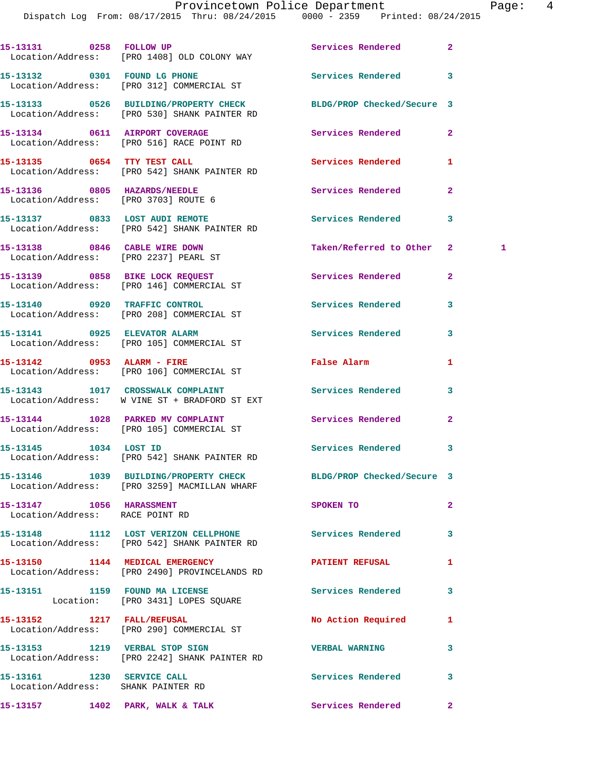15-13131 0258 FOLLOW UP Services Rendered 2
Location/Address: [PRO 1408] OLD COLONY WAY

15-13132 0301 FOUND LG PHONE Services Rendered 3
Location/Address: [PRO 312] COMMERCIAL ST

15-13133 0526 BUILDING/PROPERTY CHECK BLDG/PROP Checked/Secure 3
Location/Address: [PRO 530] SHANK PAINTER RD

15-13134 0611 AIRPORT COVERAGE Services Rendered 2
Location/Address: [PRO 516] RACE POINT RD

15-13135 0654 TTY TEST CALL Services Rendered 1
Location/Address: [PRO 542] SHANK PAINTER RD

15-13136 0805 HAZARDS/NEEDLE Services Rendered 2
Location/Address: [PRO 3703] ROUTE 6

15-13137 0833 LOST AUDI REMOTE Services Rendered 3
Location/Address: [PRO 542] SHANK PAINTER RD

15-13138 0846 CABLE WIRE DOWN Taken/Referred to Other 2 1
Location/Address: [PRO 2237] PEARL ST

15-13139 0858 BIKE LOCK REQUEST Services Rendered 2
Location/Address: [PRO 146] COMMERCIAL ST

15-13140 0920 TRAFFIC CONTROL Services Rendered 3
Location/Address: [PRO 208] COMMERCIAL ST

15-13141 0925 ELEVATOR ALARM Services Rendered 3
Location/Address: [PRO 105] COMMERCIAL ST

15-13142 0953 ALARM - FIRE False Alarm 1
Location/Address: [PRO 106] COMMERCIAL ST

15-13143 1017 CROSSWALK COMPLAINT Services Rendered 3
Location/Address: W VINE ST + BRADFORD ST EXT

15-13144 1028 PARKED MV COMPLAINT Services Rendered 2
Location/Address: [PRO 105] COMMERCIAL ST

15-13145 1034 LOST ID Services Rendered 3
Location/Address: [PRO 542] SHANK PAINTER RD

15-13146 1039 BUILDING/PROPERTY CHECK BLDG/PROP Checked/Secure 3
Location/Address: [PRO 3259] MACMILLAN WHARF

15-13147 1056 HARASSMENT SPOKEN TO 2
Location/Address: RACE POINT RD

15-13148 1112 LOST VERIZON CELLPHONE Services Rendered 3
Location/Address: [PRO 542] SHANK PAINTER RD

15-13150 1144 MEDICAL EMERGENCY PATIENT REFUSAL 1
Location/Address: [PRO 2490] PROVINCELANDS RD

15-13151 1159 FOUND MA LICENSE Services Rendered 3
Location: [PRO 3431] LOPES SQUARE

15-13152 1217 FALL/REFUSAL No Action Required 1
Location/Address: [PRO 290] COMMERCIAL ST

15-13153 1219 VERBAL STOP SIGN VERBAL WARNING 3
Location/Address: [PRO 2242] SHANK PAINTER RD

15-13161 1230 SERVICE CALL Services Rendered 3
Location/Address: SHANK PAINTER RD

15-13157 1402 PARK, WALK & TALK Services Rendered 2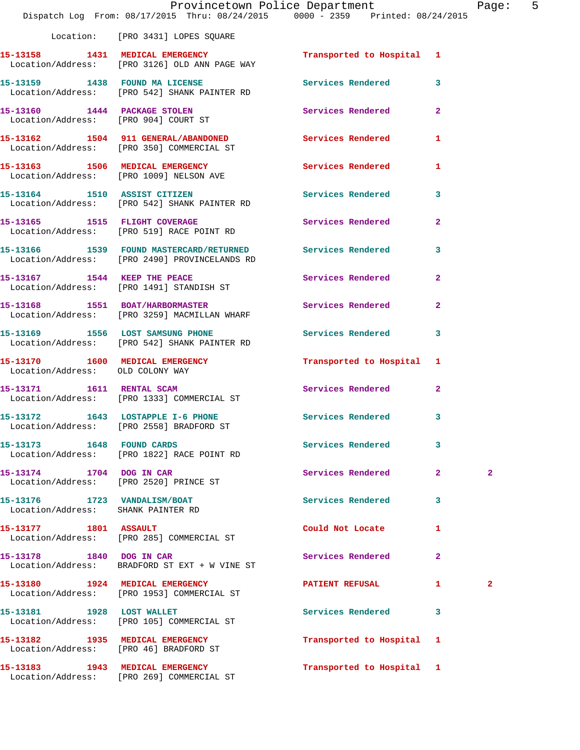Location: [PRO 3431] LOPES SQUARE

**15-13158** 1431 **MEDICAL EMERGENCY** Transported to Hospital 1
Location/Address: [PRO 3126] OLD ANN PAGE WAY

**15-13159** 1438 **FOUND MA LICENSE** Services Rendered 3
Location/Address: [PRO 542] SHANK PAINTER RD

**15-13160** 1444 **PACKAGE STOLEN** Services Rendered 2
Location/Address: [PRO 904] COURT ST

**15-13162** 1504 **911 GENERAL/ABANDONED** Services Rendered 1
Location/Address: [PRO 350] COMMERCIAL ST

**15-13163** 1506 **MEDICAL EMERGENCY** Services Rendered 1
Location/Address: [PRO 1009] NELSON AVE

**15-13164** 1510 **ASSIST CITIZEN** Services Rendered 3
Location/Address: [PRO 542] SHANK PAINTER RD

**15-13165** 1515 **FLIGHT COVERAGE** Services Rendered 2
Location/Address: [PRO 519] RACE POINT RD

**15-13166** 1539 **FOUND MASTERCARD/RETURNED** Services Rendered 3
Location/Address: [PRO 2490] PROVINCELANDS RD

**15-13167** 1544 **KEEP THE PEACE** Services Rendered 2
Location/Address: [PRO 1491] STANDISH ST

**15-13168** 1551 **BOAT/HARBORMASTER** Services Rendered 2
Location/Address: [PRO 3259] MACMILLAN WHARF

**15-13169** 1556 **LOST SAMSUNG PHONE** Services Rendered 3
Location/Address: [PRO 542] SHANK PAINTER RD

**15-13170** 1600 **MEDICAL EMERGENCY** Transported to Hospital 1
Location/Address: OLD COLONY WAY

**15-13171** 1611 **RENTAL SCAM** Services Rendered 2
Location/Address: [PRO 1333] COMMERCIAL ST

**15-13172** 1643 **LOSTAPPLE I-6 PHONE** Services Rendered 3
Location/Address: [PRO 2558] BRADFORD ST

**15-13173** 1648 **FOUND CARDS** Services Rendered 3
Location/Address: [PRO 1822] RACE POINT RD

**15-13174** 1704 **DOG IN CAR** Services Rendered 2 2
Location/Address: [PRO 2520] PRINCE ST

**15-13176** 1723 **VANDALISM/BOAT** Services Rendered 3
Location/Address: SHANK PAINTER RD

**15-13177** 1801 **ASSAULT** Could Not Locate 1
Location/Address: [PRO 285] COMMERCIAL ST

**15-13178** 1840 **DOG IN CAR** Services Rendered 2
Location/Address: BRADFORD ST EXT + W VINE ST

**15-13180** 1924 **MEDICAL EMERGENCY** PATIENT REFUSAL 1 2
Location/Address: [PRO 1953] COMMERCIAL ST

**15-13181** 1928 **LOST WALLET** Services Rendered 3
Location/Address: [PRO 105] COMMERCIAL ST

**15-13182** 1935 **MEDICAL EMERGENCY** Transported to Hospital 1
Location/Address: [PRO 46] BRADFORD ST

**15-13183** 1943 **MEDICAL EMERGENCY** Transported to Hospital 1
Location/Address: [PRO 269] COMMERCIAL ST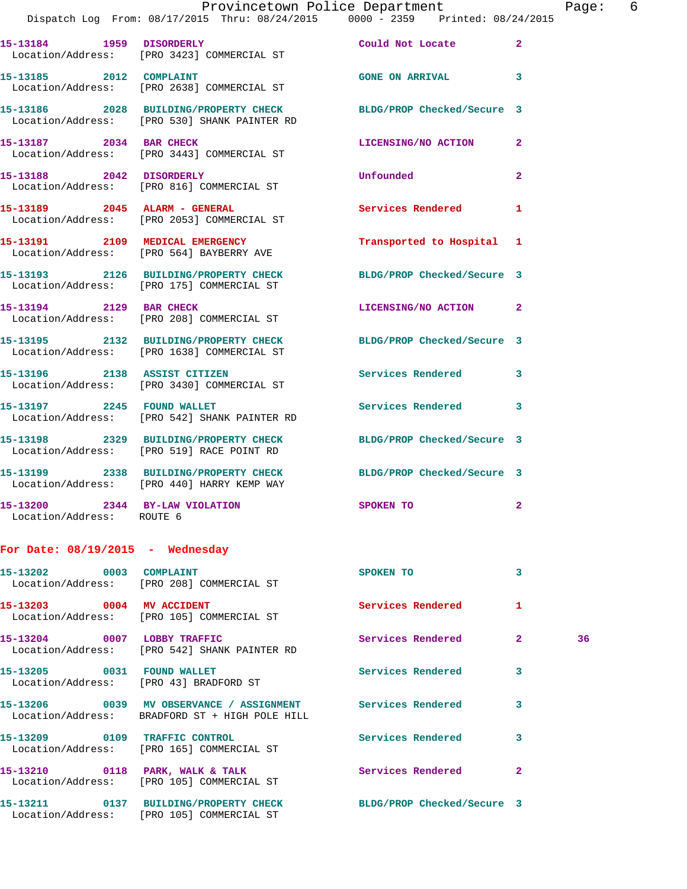15-13184 1959 DISORDERLY Could Not Locate 2
Location/Address: [PRO 3423] COMMERCIAL ST

15-13185 2012 COMPLAINT GONE ON ARRIVAL 3
Location/Address: [PRO 2638] COMMERCIAL ST

15-13186 2028 BUILDING/PROPERTY CHECK BLDG/PROP Checked/Secure 3
Location/Address: [PRO 530] SHANK PAINTER RD

15-13187 2034 BAR CHECK LICENSING/NO ACTION 2
Location/Address: [PRO 3443] COMMERCIAL ST

15-13188 2042 DISORDERLY Unfounded 2
Location/Address: [PRO 816] COMMERCIAL ST

15-13189 2045 ALARM - GENERAL Services Rendered 1
Location/Address: [PRO 2053] COMMERCIAL ST

15-13191 2109 MEDICAL EMERGENCY Transported to Hospital 1
Location/Address: [PRO 564] BAYBERRY AVE

15-13193 2126 BUILDING/PROPERTY CHECK BLDG/PROP Checked/Secure 3
Location/Address: [PRO 175] COMMERCIAL ST

15-13194 2129 BAR CHECK LICENSING/NO ACTION 2
Location/Address: [PRO 208] COMMERCIAL ST

15-13195 2132 BUILDING/PROPERTY CHECK BLDG/PROP Checked/Secure 3
Location/Address: [PRO 1638] COMMERCIAL ST

15-13196 2138 ASSIST CITIZEN Services Rendered 3
Location/Address: [PRO 3430] COMMERCIAL ST

15-13197 2245 FOUND WALLET Services Rendered 3
Location/Address: [PRO 542] SHANK PAINTER RD

15-13198 2329 BUILDING/PROPERTY CHECK BLDG/PROP Checked/Secure 3
Location/Address: [PRO 519] RACE POINT RD

15-13199 2338 BUILDING/PROPERTY CHECK BLDG/PROP Checked/Secure 3
Location/Address: [PRO 440] HARRY KEMP WAY

15-13200 2344 BY-LAW VIOLATION SPOKEN TO 2
Location/Address: ROUTE 6

## For Date: 08/19/2015 - Wednesday

15-13202 0003 COMPLAINT SPOKEN TO 3
Location/Address: [PRO 208] COMMERCIAL ST

15-13203 0004 MV ACCIDENT Services Rendered 1
Location/Address: [PRO 105] COMMERCIAL ST

15-13204 0007 LOBBY TRAFFIC Services Rendered 2 36
Location/Address: [PRO 542] SHANK PAINTER RD

15-13205 0031 FOUND WALLET Services Rendered 3
Location/Address: [PRO 43] BRADFORD ST

15-13206 0039 MV OBSERVANCE / ASSIGNMENT Services Rendered 3
Location/Address: BRADFORD ST + HIGH POLE HILL

15-13209 0109 TRAFFIC CONTROL Services Rendered 3
Location/Address: [PRO 165] COMMERCIAL ST

15-13210 0118 PARK, WALK & TALK Services Rendered 2
Location/Address: [PRO 105] COMMERCIAL ST

15-13211 0137 BUILDING/PROPERTY CHECK BLDG/PROP Checked/Secure 3
Location/Address: [PRO 105] COMMERCIAL ST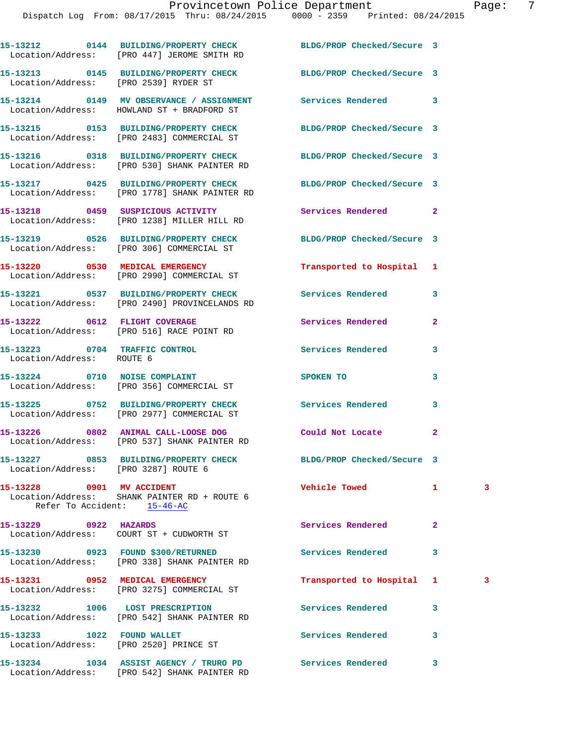15-13212 0144 BUILDING/PROPERTY CHECK BLDG/PROP Checked/Secure 3
Location/Address: [PRO 447] JEROME SMITH RD

15-13213 0145 BUILDING/PROPERTY CHECK BLDG/PROP Checked/Secure 3
Location/Address: [PRO 2539] RYDER ST

15-13214 0149 MV OBSERVANCE / ASSIGNMENT Services Rendered 3
Location/Address: HOWLAND ST + BRADFORD ST

15-13215 0153 BUILDING/PROPERTY CHECK BLDG/PROP Checked/Secure 3
Location/Address: [PRO 2483] COMMERCIAL ST

15-13216 0318 BUILDING/PROPERTY CHECK BLDG/PROP Checked/Secure 3
Location/Address: [PRO 530] SHANK PAINTER RD

15-13217 0425 BUILDING/PROPERTY CHECK BLDG/PROP Checked/Secure 3
Location/Address: [PRO 1778] SHANK PAINTER RD

15-13218 0459 SUSPICIOUS ACTIVITY Services Rendered 2
Location/Address: [PRO 1238] MILLER HILL RD

15-13219 0526 BUILDING/PROPERTY CHECK BLDG/PROP Checked/Secure 3
Location/Address: [PRO 306] COMMERCIAL ST

15-13220 0530 MEDICAL EMERGENCY Transported to Hospital 1
Location/Address: [PRO 2990] COMMERCIAL ST

15-13221 0537 BUILDING/PROPERTY CHECK Services Rendered 3
Location/Address: [PRO 2490] PROVINCELANDS RD

15-13222 0612 FLIGHT COVERAGE Services Rendered 2
Location/Address: [PRO 516] RACE POINT RD

15-13223 0704 TRAFFIC CONTROL Services Rendered 3
Location/Address: ROUTE 6

15-13224 0710 NOISE COMPLAINT SPOKEN TO 3
Location/Address: [PRO 356] COMMERCIAL ST

15-13225 0752 BUILDING/PROPERTY CHECK Services Rendered 3
Location/Address: [PRO 2977] COMMERCIAL ST

15-13226 0802 ANIMAL CALL-LOOSE DOG Could Not Locate 2
Location/Address: [PRO 537] SHANK PAINTER RD

15-13227 0853 BUILDING/PROPERTY CHECK BLDG/PROP Checked/Secure 3
Location/Address: [PRO 3287] ROUTE 6

15-13228 0901 MV ACCIDENT Vehicle Towed 1 3
Location/Address: SHANK PAINTER RD + ROUTE 6
Refer To Accident: 15-46-AC

15-13229 0922 HAZARDS Services Rendered 2
Location/Address: COURT ST + CUDWORTH ST

15-13230 0923 FOUND $300/RETURNED Services Rendered 3
Location/Address: [PRO 338] SHANK PAINTER RD

15-13231 0952 MEDICAL EMERGENCY Transported to Hospital 1 3
Location/Address: [PRO 3275] COMMERCIAL ST

15-13232 1006 LOST PRESCRIPTION Services Rendered 3
Location/Address: [PRO 542] SHANK PAINTER RD

15-13233 1022 FOUND WALLET Services Rendered 3
Location/Address: [PRO 2520] PRINCE ST

15-13234 1034 ASSIST AGENCY / TRURO PD Services Rendered 3
Location/Address: [PRO 542] SHANK PAINTER RD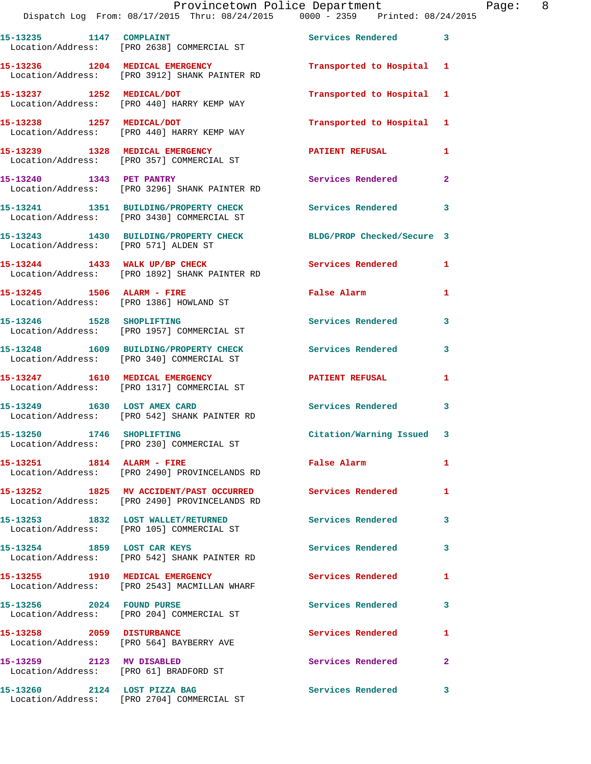15-13235 1147 COMPLAINT Services Rendered 3
Location/Address: [PRO 2638] COMMERCIAL ST

15-13236 1204 MEDICAL EMERGENCY Transported to Hospital 1
Location/Address: [PRO 3912] SHANK PAINTER RD

15-13237 1252 MEDICAL/DOT Transported to Hospital 1
Location/Address: [PRO 440] HARRY KEMP WAY

15-13238 1257 MEDICAL/DOT Transported to Hospital 1
Location/Address: [PRO 440] HARRY KEMP WAY

15-13239 1328 MEDICAL EMERGENCY PATIENT REFUSAL 1
Location/Address: [PRO 357] COMMERCIAL ST

15-13240 1343 PET PANTRY Services Rendered 2
Location/Address: [PRO 3296] SHANK PAINTER RD

15-13241 1351 BUILDING/PROPERTY CHECK Services Rendered 3
Location/Address: [PRO 3430] COMMERCIAL ST

15-13243 1430 BUILDING/PROPERTY CHECK BLDG/PROP Checked/Secure 3
Location/Address: [PRO 571] ALDEN ST

15-13244 1433 WALK UP/BP CHECK Services Rendered 1
Location/Address: [PRO 1892] SHANK PAINTER RD

15-13245 1506 ALARM - FIRE False Alarm 1
Location/Address: [PRO 1386] HOWLAND ST

15-13246 1528 SHOPLIFTING Services Rendered 3
Location/Address: [PRO 1957] COMMERCIAL ST

15-13248 1609 BUILDING/PROPERTY CHECK Services Rendered 3
Location/Address: [PRO 340] COMMERCIAL ST

15-13247 1610 MEDICAL EMERGENCY PATIENT REFUSAL 1
Location/Address: [PRO 1317] COMMERCIAL ST

15-13249 1630 LOST AMEX CARD Services Rendered 3
Location/Address: [PRO 542] SHANK PAINTER RD

15-13250 1746 SHOPLIFTING Citation/Warning Issued 3
Location/Address: [PRO 230] COMMERCIAL ST

15-13251 1814 ALARM - FIRE False Alarm 1
Location/Address: [PRO 2490] PROVINCELANDS RD

15-13252 1825 MV ACCIDENT/PAST OCCURRED Services Rendered 1
Location/Address: [PRO 2490] PROVINCELANDS RD

15-13253 1832 LOST WALLET/RETURNED Services Rendered 3
Location/Address: [PRO 105] COMMERCIAL ST

15-13254 1859 LOST CAR KEYS Services Rendered 3
Location/Address: [PRO 542] SHANK PAINTER RD

15-13255 1910 MEDICAL EMERGENCY Services Rendered 1
Location/Address: [PRO 2543] MACMILLAN WHARF

15-13256 2024 FOUND PURSE Services Rendered 3
Location/Address: [PRO 204] COMMERCIAL ST

15-13258 2059 DISTURBANCE Services Rendered 1
Location/Address: [PRO 564] BAYBERRY AVE

15-13259 2123 MV DISABLED Services Rendered 2
Location/Address: [PRO 61] BRADFORD ST

15-13260 2124 LOST PIZZA BAG Services Rendered 3
Location/Address: [PRO 2704] COMMERCIAL ST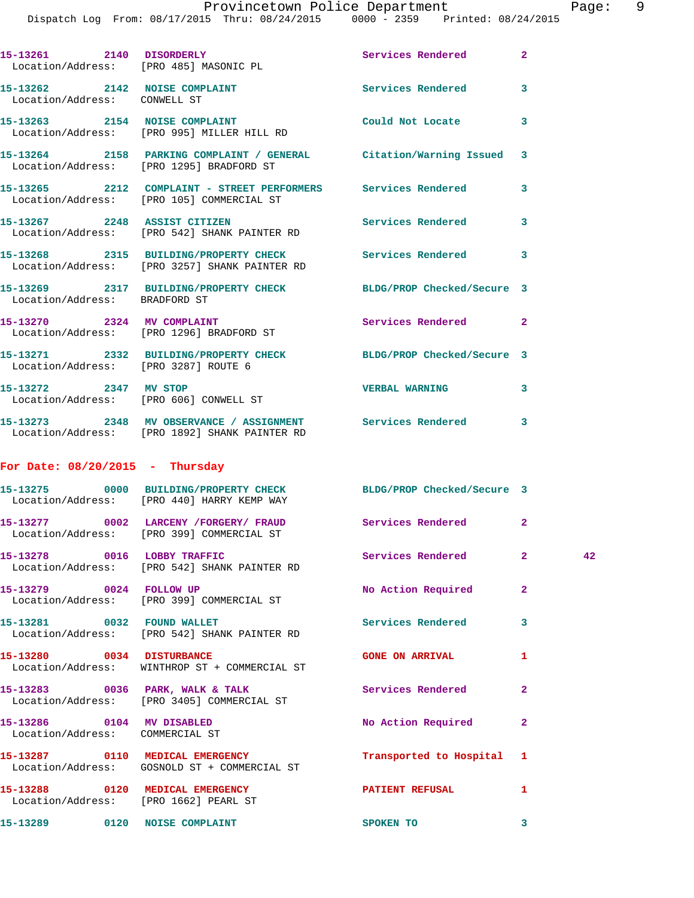15-13261 2140 DISORDERLY Services Rendered 2
Location/Address: [PRO 485] MASONIC PL

15-13262 2142 NOISE COMPLAINT Services Rendered 3
Location/Address: CONWELL ST

15-13263 2154 NOISE COMPLAINT Could Not Locate 3
Location/Address: [PRO 995] MILLER HILL RD

15-13264 2158 PARKING COMPLAINT / GENERAL Citation/Warning Issued 3
Location/Address: [PRO 1295] BRADFORD ST

15-13265 2212 COMPLAINT - STREET PERFORMERS Services Rendered 3
Location/Address: [PRO 105] COMMERCIAL ST

15-13267 2248 ASSIST CITIZEN Services Rendered 3
Location/Address: [PRO 542] SHANK PAINTER RD

15-13268 2315 BUILDING/PROPERTY CHECK Services Rendered 3
Location/Address: [PRO 3257] SHANK PAINTER RD

15-13269 2317 BUILDING/PROPERTY CHECK BLDG/PROP Checked/Secure 3
Location/Address: BRADFORD ST

15-13270 2324 MV COMPLAINT Services Rendered 2
Location/Address: [PRO 1296] BRADFORD ST

15-13271 2332 BUILDING/PROPERTY CHECK BLDG/PROP Checked/Secure 3
Location/Address: [PRO 3287] ROUTE 6

15-13272 2347 MV STOP VERBAL WARNING 3
Location/Address: [PRO 606] CONWELL ST

15-13273 2348 MV OBSERVANCE / ASSIGNMENT Services Rendered 3
Location/Address: [PRO 1892] SHANK PAINTER RD

## For Date: 08/20/2015 - Thursday

15-13275 0000 BUILDING/PROPERTY CHECK BLDG/PROP Checked/Secure 3
Location/Address: [PRO 440] HARRY KEMP WAY

15-13277 0002 LARCENY /FORGERY/ FRAUD Services Rendered 2
Location/Address: [PRO 399] COMMERCIAL ST

15-13278 0016 LOBBY TRAFFIC Services Rendered 2 42
Location/Address: [PRO 542] SHANK PAINTER RD

15-13279 0024 FOLLOW UP No Action Required 2
Location/Address: [PRO 399] COMMERCIAL ST

15-13281 0032 FOUND WALLET Services Rendered 3
Location/Address: [PRO 542] SHANK PAINTER RD

15-13280 0034 DISTURBANCE GONE ON ARRIVAL 1
Location/Address: WINTHROP ST + COMMERCIAL ST

15-13283 0036 PARK, WALK & TALK Services Rendered 2
Location/Address: [PRO 3405] COMMERCIAL ST

15-13286 0104 MV DISABLED No Action Required 2
Location/Address: COMMERCIAL ST

15-13287 0110 MEDICAL EMERGENCY Transported to Hospital 1
Location/Address: GOSNOLD ST + COMMERCIAL ST

15-13288 0120 MEDICAL EMERGENCY PATIENT REFUSAL 1
Location/Address: [PRO 1662] PEARL ST

15-13289 0120 NOISE COMPLAINT SPOKEN TO 3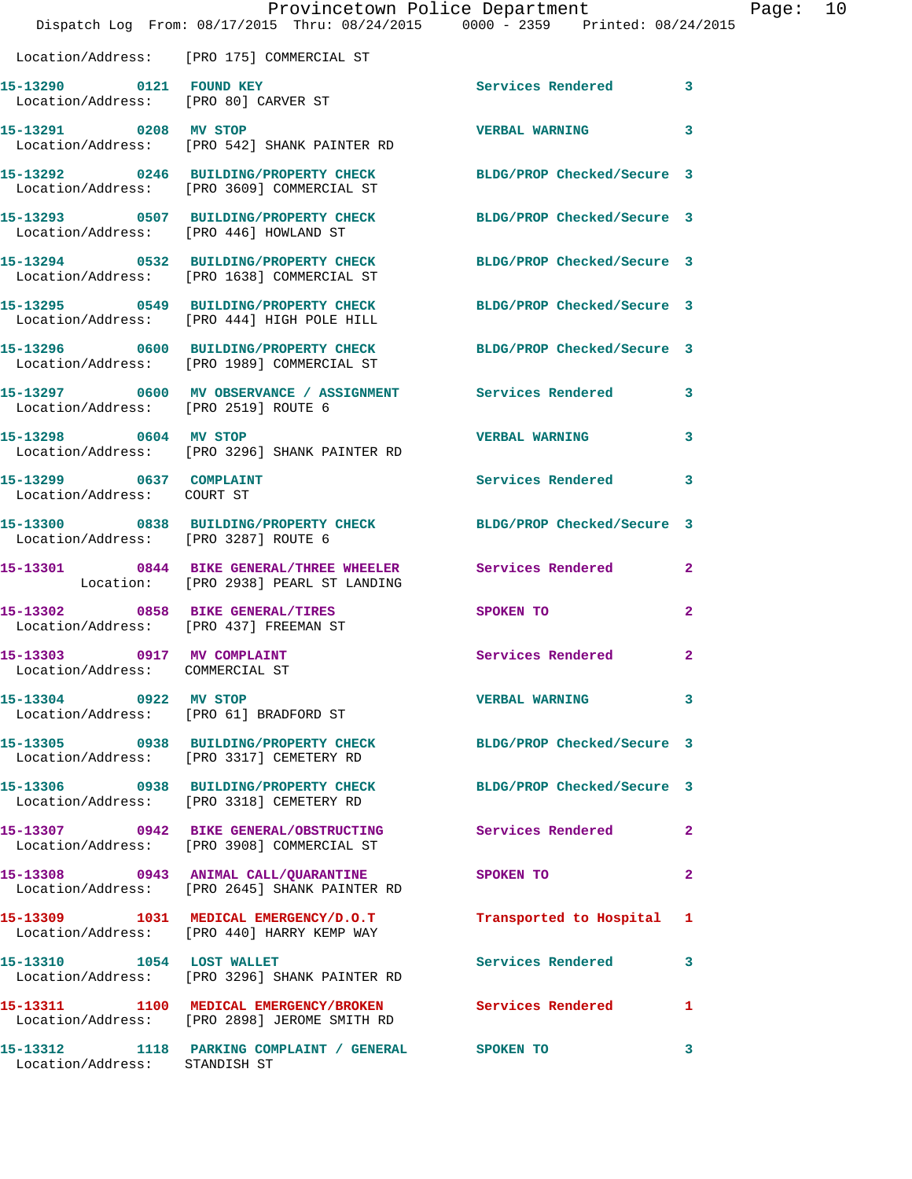Location/Address: [PRO 175] COMMERCIAL ST

**15-13290** 0121 **FOUND KEY** Services Rendered 3
Location/Address: [PRO 80] CARVER ST

**15-13291** 0208 **MV STOP** VERBAL WARNING 3
Location/Address: [PRO 542] SHANK PAINTER RD

**15-13292** 0246 **BUILDING/PROPERTY CHECK** BLDG/PROP Checked/Secure 3
Location/Address: [PRO 3609] COMMERCIAL ST

**15-13293** 0507 **BUILDING/PROPERTY CHECK** BLDG/PROP Checked/Secure 3
Location/Address: [PRO 446] HOWLAND ST

**15-13294** 0532 **BUILDING/PROPERTY CHECK** BLDG/PROP Checked/Secure 3
Location/Address: [PRO 1638] COMMERCIAL ST

**15-13295** 0549 **BUILDING/PROPERTY CHECK** BLDG/PROP Checked/Secure 3
Location/Address: [PRO 444] HIGH POLE HILL

**15-13296** 0600 **BUILDING/PROPERTY CHECK** BLDG/PROP Checked/Secure 3
Location/Address: [PRO 1989] COMMERCIAL ST

**15-13297** 0600 **MV OBSERVANCE / ASSIGNMENT** Services Rendered 3
Location/Address: [PRO 2519] ROUTE 6

**15-13298** 0604 **MV STOP** VERBAL WARNING 3
Location/Address: [PRO 3296] SHANK PAINTER RD

**15-13299** 0637 **COMPLAINT** Services Rendered 3
Location/Address: COURT ST

**15-13300** 0838 **BUILDING/PROPERTY CHECK** BLDG/PROP Checked/Secure 3
Location/Address: [PRO 3287] ROUTE 6

**15-13301** 0844 **BIKE GENERAL/THREE WHEELER** Services Rendered 2
Location: [PRO 2938] PEARL ST LANDING

**15-13302** 0858 **BIKE GENERAL/TIRES** SPOKEN TO 2
Location/Address: [PRO 437] FREEMAN ST

**15-13303** 0917 **MV COMPLAINT** Services Rendered 2
Location/Address: COMMERCIAL ST

**15-13304** 0922 **MV STOP** VERBAL WARNING 3
Location/Address: [PRO 61] BRADFORD ST

**15-13305** 0938 **BUILDING/PROPERTY CHECK** BLDG/PROP Checked/Secure 3
Location/Address: [PRO 3317] CEMETERY RD

**15-13306** 0938 **BUILDING/PROPERTY CHECK** BLDG/PROP Checked/Secure 3
Location/Address: [PRO 3318] CEMETERY RD

**15-13307** 0942 **BIKE GENERAL/OBSTRUCTING** Services Rendered 2
Location/Address: [PRO 3908] COMMERCIAL ST

**15-13308** 0943 **ANIMAL CALL/QUARANTINE** SPOKEN TO 2
Location/Address: [PRO 2645] SHANK PAINTER RD

**15-13309** 1031 **MEDICAL EMERGENCY/D.O.T** Transported to Hospital 1
Location/Address: [PRO 440] HARRY KEMP WAY

**15-13310** 1054 **LOST WALLET** Services Rendered 3
Location/Address: [PRO 3296] SHANK PAINTER RD

**15-13311** 1100 **MEDICAL EMERGENCY/BROKEN** Services Rendered 1
Location/Address: [PRO 2898] JEROME SMITH RD

**15-13312** 1118 **PARKING COMPLAINT / GENERAL** SPOKEN TO 3
Location/Address: STANDISH ST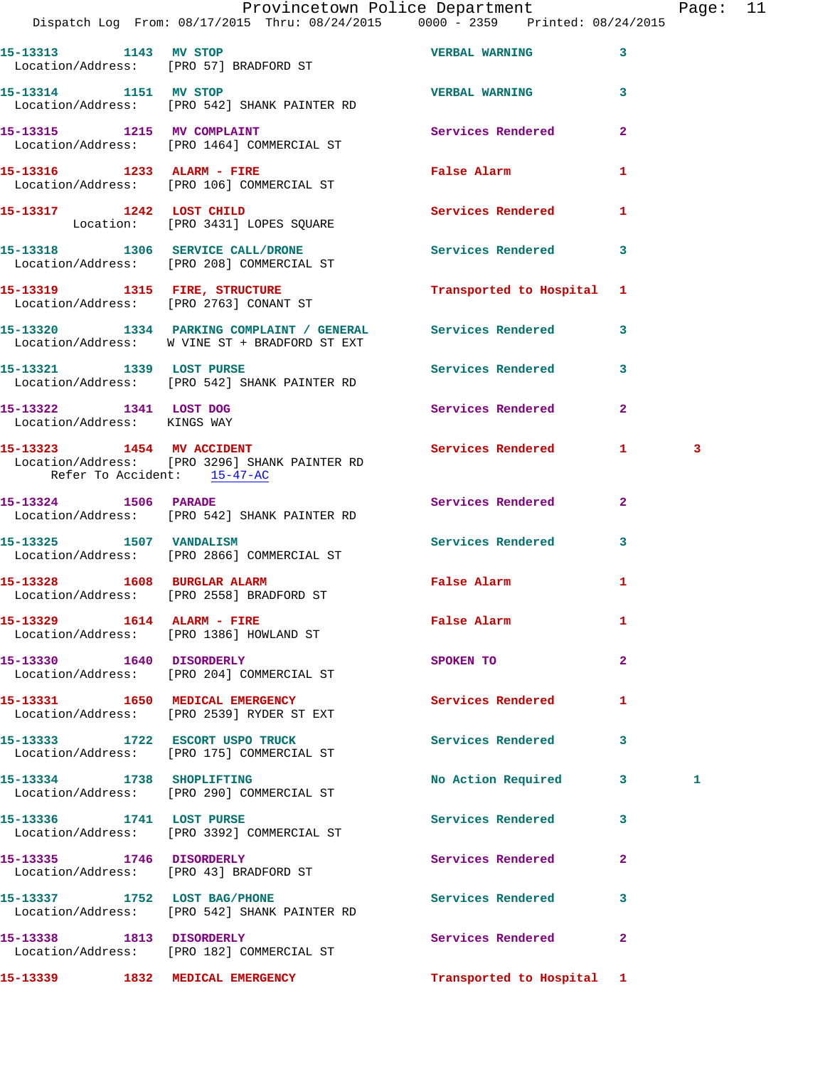15-13313 1143 MV STOP VERBAL WARNING 3
Location/Address: [PRO 57] BRADFORD ST

15-13314 1151 MV STOP VERBAL WARNING 3
Location/Address: [PRO 542] SHANK PAINTER RD

15-13315 1215 MV COMPLAINT Services Rendered 2
Location/Address: [PRO 1464] COMMERCIAL ST

15-13316 1233 ALARM - FIRE False Alarm 1
Location/Address: [PRO 106] COMMERCIAL ST

15-13317 1242 LOST CHILD Services Rendered 1
Location: [PRO 3431] LOPES SQUARE

15-13318 1306 SERVICE CALL/DRONE Services Rendered 3
Location/Address: [PRO 208] COMMERCIAL ST

15-13319 1315 FIRE, STRUCTURE Transported to Hospital 1
Location/Address: [PRO 2763] CONANT ST

15-13320 1334 PARKING COMPLAINT / GENERAL Services Rendered 3
Location/Address: W VINE ST + BRADFORD ST EXT

15-13321 1339 LOST PURSE Services Rendered 3
Location/Address: [PRO 542] SHANK PAINTER RD

15-13322 1341 LOST DOG Services Rendered 2
Location/Address: KINGS WAY

15-13323 1454 MV ACCIDENT Services Rendered 1 3
Location/Address: [PRO 3296] SHANK PAINTER RD
Refer To Accident: 15-47-AC

15-13324 1506 PARADE Services Rendered 2
Location/Address: [PRO 542] SHANK PAINTER RD

15-13325 1507 VANDALISM Services Rendered 3
Location/Address: [PRO 2866] COMMERCIAL ST

15-13328 1608 BURGLAR ALARM False Alarm 1
Location/Address: [PRO 2558] BRADFORD ST

15-13329 1614 ALARM - FIRE False Alarm 1
Location/Address: [PRO 1386] HOWLAND ST

15-13330 1640 DISORDERLY SPOKEN TO 2
Location/Address: [PRO 204] COMMERCIAL ST

15-13331 1650 MEDICAL EMERGENCY Services Rendered 1
Location/Address: [PRO 2539] RYDER ST EXT

15-13333 1722 ESCORT USPO TRUCK Services Rendered 3
Location/Address: [PRO 175] COMMERCIAL ST

15-13334 1738 SHOPLIFTING No Action Required 3 1
Location/Address: [PRO 290] COMMERCIAL ST

15-13336 1741 LOST PURSE Services Rendered 3
Location/Address: [PRO 3392] COMMERCIAL ST

15-13335 1746 DISORDERLY Services Rendered 2
Location/Address: [PRO 43] BRADFORD ST

15-13337 1752 LOST BAG/PHONE Services Rendered 3
Location/Address: [PRO 542] SHANK PAINTER RD

15-13338 1813 DISORDERLY Services Rendered 2
Location/Address: [PRO 182] COMMERCIAL ST

15-13339 1832 MEDICAL EMERGENCY Transported to Hospital 1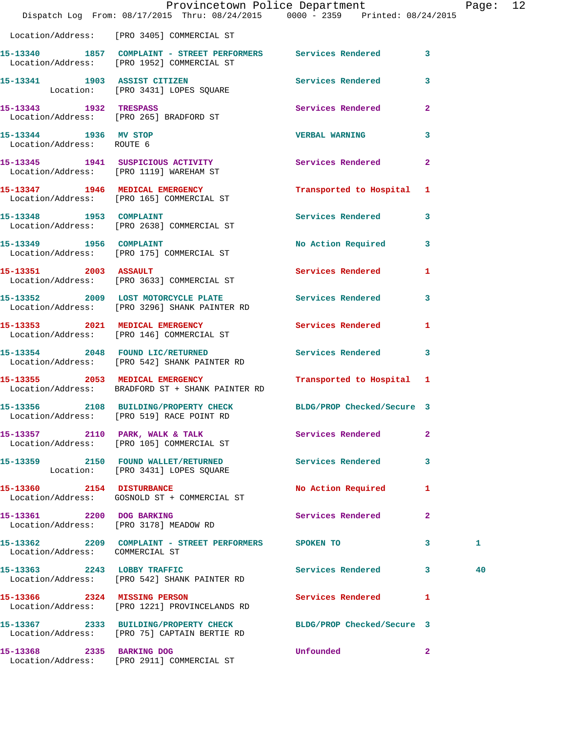Location/Address: [PRO 3405] COMMERCIAL ST

15-13340 1857 COMPLAINT - STREET PERFORMERS Services Rendered 3
Location/Address: [PRO 1952] COMMERCIAL ST

15-13341 1903 ASSIST CITIZEN Services Rendered 3
Location: [PRO 3431] LOPES SQUARE

15-13343 1932 TRESPASS Services Rendered 2
Location/Address: [PRO 265] BRADFORD ST

15-13344 1936 MV STOP VERBAL WARNING 3
Location/Address: ROUTE 6

15-13345 1941 SUSPICIOUS ACTIVITY Services Rendered 2
Location/Address: [PRO 1119] WAREHAM ST

15-13347 1946 MEDICAL EMERGENCY Transported to Hospital 1
Location/Address: [PRO 165] COMMERCIAL ST

15-13348 1953 COMPLAINT Services Rendered 3
Location/Address: [PRO 2638] COMMERCIAL ST

15-13349 1956 COMPLAINT No Action Required 3
Location/Address: [PRO 175] COMMERCIAL ST

15-13351 2003 ASSAULT Services Rendered 1
Location/Address: [PRO 3633] COMMERCIAL ST

15-13352 2009 LOST MOTORCYCLE PLATE Services Rendered 3
Location/Address: [PRO 3296] SHANK PAINTER RD

15-13353 2021 MEDICAL EMERGENCY Services Rendered 1
Location/Address: [PRO 146] COMMERCIAL ST

15-13354 2048 FOUND LIC/RETURNED Services Rendered 3
Location/Address: [PRO 542] SHANK PAINTER RD

15-13355 2053 MEDICAL EMERGENCY Transported to Hospital 1
Location/Address: BRADFORD ST + SHANK PAINTER RD

15-13356 2108 BUILDING/PROPERTY CHECK BLDG/PROP Checked/Secure 3
Location/Address: [PRO 519] RACE POINT RD

15-13357 2110 PARK, WALK & TALK Services Rendered 2
Location/Address: [PRO 105] COMMERCIAL ST

15-13359 2150 FOUND WALLET/RETURNED Services Rendered 3
Location: [PRO 3431] LOPES SQUARE

15-13360 2154 DISTURBANCE No Action Required 1
Location/Address: GOSNOLD ST + COMMERCIAL ST

15-13361 2200 DOG BARKING Services Rendered 2
Location/Address: [PRO 3178] MEADOW RD

15-13362 2209 COMPLAINT - STREET PERFORMERS SPOKEN TO 3 1
Location/Address: COMMERCIAL ST

15-13363 2243 LOBBY TRAFFIC Services Rendered 3 40
Location/Address: [PRO 542] SHANK PAINTER RD

15-13366 2324 MISSING PERSON Services Rendered 1
Location/Address: [PRO 1221] PROVINCELANDS RD

15-13367 2333 BUILDING/PROPERTY CHECK BLDG/PROP Checked/Secure 3
Location/Address: [PRO 75] CAPTAIN BERTIE RD

15-13368 2335 BARKING DOG Unfounded 2
Location/Address: [PRO 2911] COMMERCIAL ST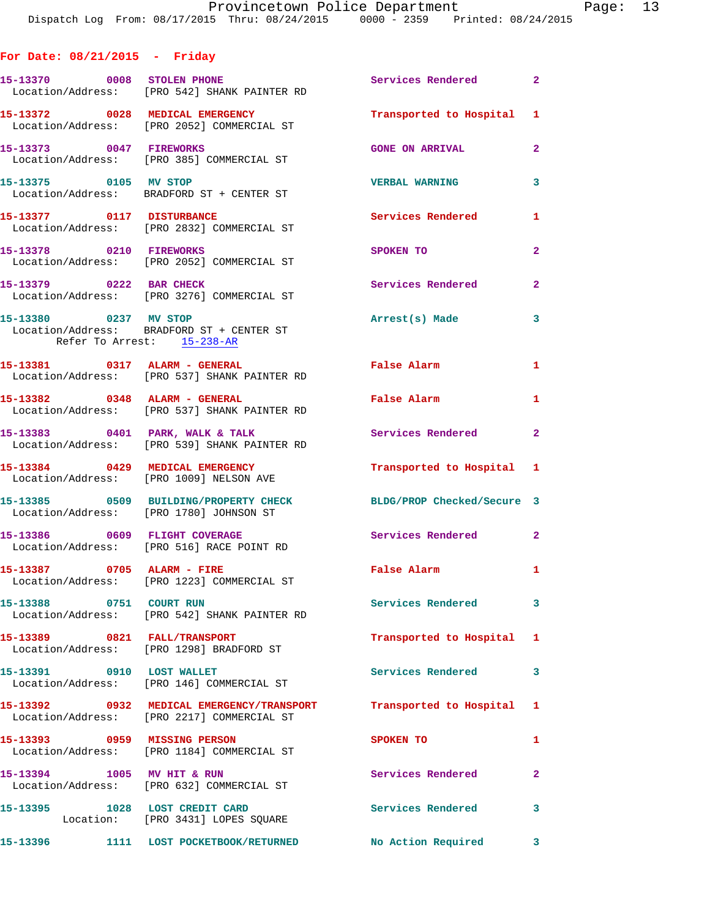## For Date: 08/21/2015 - Friday

| Call # | Time | Call Type | Action | Priority |
|---|---|---|---|---|
| 15-13370 | 0008 | STOLEN PHONE | Services Rendered | 2 |
| Location/Address: [PRO 542] SHANK PAINTER RD | | | | |
| 15-13372 | 0028 | MEDICAL EMERGENCY | Transported to Hospital | 1 |
| Location/Address: [PRO 2052] COMMERCIAL ST | | | | |
| 15-13373 | 0047 | FIREWORKS | GONE ON ARRIVAL | 2 |
| Location/Address: [PRO 385] COMMERCIAL ST | | | | |
| 15-13375 | 0105 | MV STOP | VERBAL WARNING | 3 |
| Location/Address: BRADFORD ST + CENTER ST | | | | |
| 15-13377 | 0117 | DISTURBANCE | Services Rendered | 1 |
| Location/Address: [PRO 2832] COMMERCIAL ST | | | | |
| 15-13378 | 0210 | FIREWORKS | SPOKEN TO | 2 |
| Location/Address: [PRO 2052] COMMERCIAL ST | | | | |
| 15-13379 | 0222 | BAR CHECK | Services Rendered | 2 |
| Location/Address: [PRO 3276] COMMERCIAL ST | | | | |
| 15-13380 | 0237 | MV STOP | Arrest(s) Made | 3 |
| Location/Address: BRADFORD ST + CENTER ST | | | | |
| Refer To Arrest: 15-238-AR | | | | |
| 15-13381 | 0317 | ALARM - GENERAL | False Alarm | 1 |
| Location/Address: [PRO 537] SHANK PAINTER RD | | | | |
| 15-13382 | 0348 | ALARM - GENERAL | False Alarm | 1 |
| Location/Address: [PRO 537] SHANK PAINTER RD | | | | |
| 15-13383 | 0401 | PARK, WALK & TALK | Services Rendered | 2 |
| Location/Address: [PRO 539] SHANK PAINTER RD | | | | |
| 15-13384 | 0429 | MEDICAL EMERGENCY | Transported to Hospital | 1 |
| Location/Address: [PRO 1009] NELSON AVE | | | | |
| 15-13385 | 0509 | BUILDING/PROPERTY CHECK | BLDG/PROP Checked/Secure | 3 |
| Location/Address: [PRO 1780] JOHNSON ST | | | | |
| 15-13386 | 0609 | FLIGHT COVERAGE | Services Rendered | 2 |
| Location/Address: [PRO 516] RACE POINT RD | | | | |
| 15-13387 | 0705 | ALARM - FIRE | False Alarm | 1 |
| Location/Address: [PRO 1223] COMMERCIAL ST | | | | |
| 15-13388 | 0751 | COURT RUN | Services Rendered | 3 |
| Location/Address: [PRO 542] SHANK PAINTER RD | | | | |
| 15-13389 | 0821 | FALL/TRANSPORT | Transported to Hospital | 1 |
| Location/Address: [PRO 1298] BRADFORD ST | | | | |
| 15-13391 | 0910 | LOST WALLET | Services Rendered | 3 |
| Location/Address: [PRO 146] COMMERCIAL ST | | | | |
| 15-13392 | 0932 | MEDICAL EMERGENCY/TRANSPORT | Transported to Hospital | 1 |
| Location/Address: [PRO 2217] COMMERCIAL ST | | | | |
| 15-13393 | 0959 | MISSING PERSON | SPOKEN TO | 1 |
| Location/Address: [PRO 1184] COMMERCIAL ST | | | | |
| 15-13394 | 1005 | MV HIT & RUN | Services Rendered | 2 |
| Location/Address: [PRO 632] COMMERCIAL ST | | | | |
| 15-13395 | 1028 | LOST CREDIT CARD | Services Rendered | 3 |
| Location: [PRO 3431] LOPES SQUARE | | | | |
| 15-13396 | 1111 | LOST POCKETBOOK/RETURNED | No Action Required | 3 |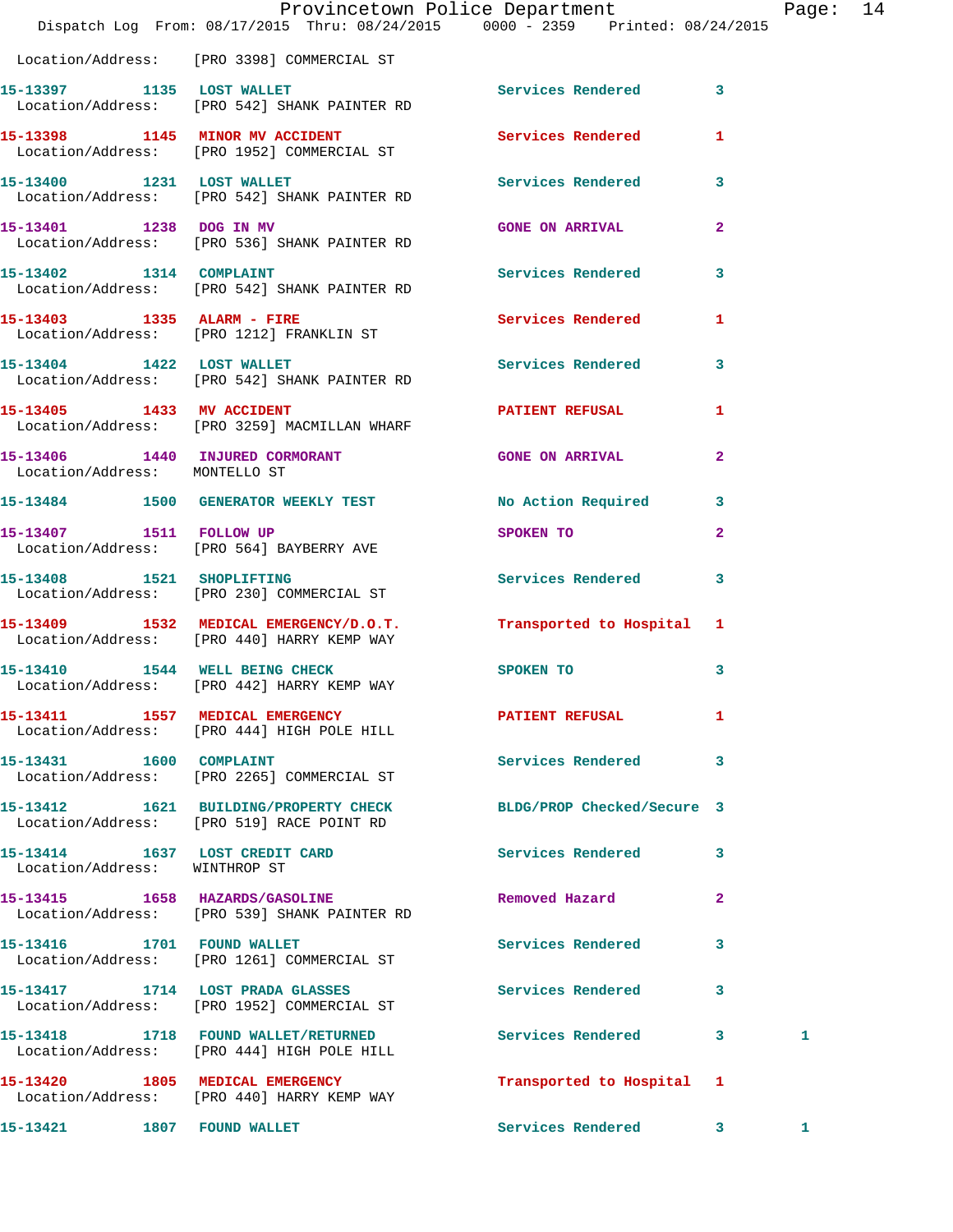Location/Address: [PRO 3398] COMMERCIAL ST

| Call Number | Time | Call Reason | Action | Priority | |
|---|---|---|---|---|---|
| 15-13397 | 1135 | LOST WALLET | Services Rendered | 3 | |
| Location/Address: [PRO 542] SHANK PAINTER RD | | | | | |
| 15-13398 | 1145 | MINOR MV ACCIDENT | Services Rendered | 1 | |
| Location/Address: [PRO 1952] COMMERCIAL ST | | | | | |
| 15-13400 | 1231 | LOST WALLET | Services Rendered | 3 | |
| Location/Address: [PRO 542] SHANK PAINTER RD | | | | | |
| 15-13401 | 1238 | DOG IN MV | GONE ON ARRIVAL | 2 | |
| Location/Address: [PRO 536] SHANK PAINTER RD | | | | | |
| 15-13402 | 1314 | COMPLAINT | Services Rendered | 3 | |
| Location/Address: [PRO 542] SHANK PAINTER RD | | | | | |
| 15-13403 | 1335 | ALARM - FIRE | Services Rendered | 1 | |
| Location/Address: [PRO 1212] FRANKLIN ST | | | | | |
| 15-13404 | 1422 | LOST WALLET | Services Rendered | 3 | |
| Location/Address: [PRO 542] SHANK PAINTER RD | | | | | |
| 15-13405 | 1433 | MV ACCIDENT | PATIENT REFUSAL | 1 | |
| Location/Address: [PRO 3259] MACMILLAN WHARF | | | | | |
| 15-13406 | 1440 | INJURED CORMORANT | GONE ON ARRIVAL | 2 | |
| Location/Address: MONTELLO ST | | | | | |
| 15-13484 | 1500 | GENERATOR WEEKLY TEST | No Action Required | 3 | |
| 15-13407 | 1511 | FOLLOW UP | SPOKEN TO | 2 | |
| Location/Address: [PRO 564] BAYBERRY AVE | | | | | |
| 15-13408 | 1521 | SHOPLIFTING | Services Rendered | 3 | |
| Location/Address: [PRO 230] COMMERCIAL ST | | | | | |
| 15-13409 | 1532 | MEDICAL EMERGENCY/D.O.T. | Transported to Hospital | 1 | |
| Location/Address: [PRO 440] HARRY KEMP WAY | | | | | |
| 15-13410 | 1544 | WELL BEING CHECK | SPOKEN TO | 3 | |
| Location/Address: [PRO 442] HARRY KEMP WAY | | | | | |
| 15-13411 | 1557 | MEDICAL EMERGENCY | PATIENT REFUSAL | 1 | |
| Location/Address: [PRO 444] HIGH POLE HILL | | | | | |
| 15-13431 | 1600 | COMPLAINT | Services Rendered | 3 | |
| Location/Address: [PRO 2265] COMMERCIAL ST | | | | | |
| 15-13412 | 1621 | BUILDING/PROPERTY CHECK | BLDG/PROP Checked/Secure | 3 | |
| Location/Address: [PRO 519] RACE POINT RD | | | | | |
| 15-13414 | 1637 | LOST CREDIT CARD | Services Rendered | 3 | |
| Location/Address: WINTHROP ST | | | | | |
| 15-13415 | 1658 | HAZARDS/GASOLINE | Removed Hazard | 2 | |
| Location/Address: [PRO 539] SHANK PAINTER RD | | | | | |
| 15-13416 | 1701 | FOUND WALLET | Services Rendered | 3 | |
| Location/Address: [PRO 1261] COMMERCIAL ST | | | | | |
| 15-13417 | 1714 | LOST PRADA GLASSES | Services Rendered | 3 | |
| Location/Address: [PRO 1952] COMMERCIAL ST | | | | | |
| 15-13418 | 1718 | FOUND WALLET/RETURNED | Services Rendered | 3 | 1 |
| Location/Address: [PRO 444] HIGH POLE HILL | | | | | |
| 15-13420 | 1805 | MEDICAL EMERGENCY | Transported to Hospital | 1 | |
| Location/Address: [PRO 440] HARRY KEMP WAY | | | | | |
| 15-13421 | 1807 | FOUND WALLET | Services Rendered | 3 | 1 |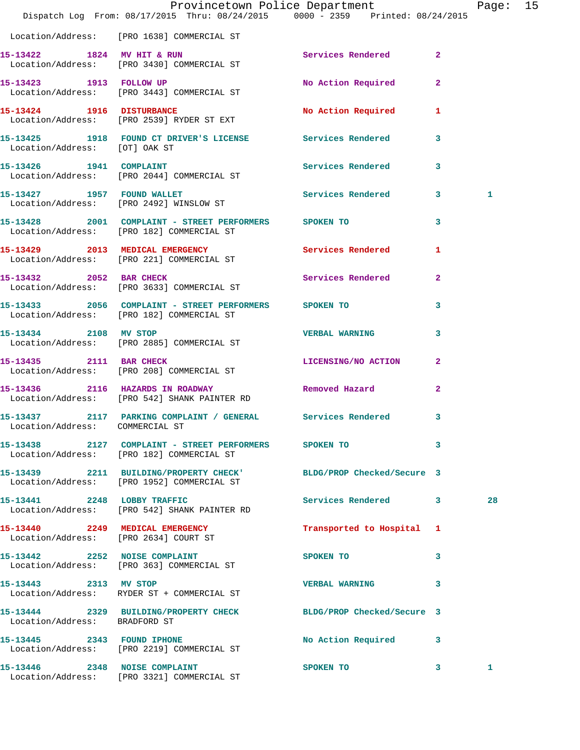Location/Address: [PRO 1638] COMMERCIAL ST

| Call Number | Time | Call Reason | Action | Priority | |
|---|---|---|---|---|---|
| 15-13422 | 1824 | MV HIT & RUN | Services Rendered | 2 | |
| Location/Address: [PRO 3430] COMMERCIAL ST | | | | | |
| 15-13423 | 1913 | FOLLOW UP | No Action Required | 2 | |
| Location/Address: [PRO 3443] COMMERCIAL ST | | | | | |
| 15-13424 | 1916 | DISTURBANCE | No Action Required | 1 | |
| Location/Address: [PRO 2539] RYDER ST EXT | | | | | |
| 15-13425 | 1918 | FOUND CT DRIVER'S LICENSE | Services Rendered | 3 | |
| Location/Address: [OT] OAK ST | | | | | |
| 15-13426 | 1941 | COMPLAINT | Services Rendered | 3 | |
| Location/Address: [PRO 2044] COMMERCIAL ST | | | | | |
| 15-13427 | 1957 | FOUND WALLET | Services Rendered | 3 | 1 |
| Location/Address: [PRO 2492] WINSLOW ST | | | | | |
| 15-13428 | 2001 | COMPLAINT - STREET PERFORMERS | SPOKEN TO | 3 | |
| Location/Address: [PRO 182] COMMERCIAL ST | | | | | |
| 15-13429 | 2013 | MEDICAL EMERGENCY | Services Rendered | 1 | |
| Location/Address: [PRO 221] COMMERCIAL ST | | | | | |
| 15-13432 | 2052 | BAR CHECK | Services Rendered | 2 | |
| Location/Address: [PRO 3633] COMMERCIAL ST | | | | | |
| 15-13433 | 2056 | COMPLAINT - STREET PERFORMERS | SPOKEN TO | 3 | |
| Location/Address: [PRO 182] COMMERCIAL ST | | | | | |
| 15-13434 | 2108 | MV STOP | VERBAL WARNING | 3 | |
| Location/Address: [PRO 2885] COMMERCIAL ST | | | | | |
| 15-13435 | 2111 | BAR CHECK | LICENSING/NO ACTION | 2 | |
| Location/Address: [PRO 208] COMMERCIAL ST | | | | | |
| 15-13436 | 2116 | HAZARDS IN ROADWAY | Removed Hazard | 2 | |
| Location/Address: [PRO 542] SHANK PAINTER RD | | | | | |
| 15-13437 | 2117 | PARKING COMPLAINT / GENERAL | Services Rendered | 3 | |
| Location/Address: COMMERCIAL ST | | | | | |
| 15-13438 | 2127 | COMPLAINT - STREET PERFORMERS | SPOKEN TO | 3 | |
| Location/Address: [PRO 182] COMMERCIAL ST | | | | | |
| 15-13439 | 2211 | BUILDING/PROPERTY CHECK' | BLDG/PROP Checked/Secure | 3 | |
| Location/Address: [PRO 1952] COMMERCIAL ST | | | | | |
| 15-13441 | 2248 | LOBBY TRAFFIC | Services Rendered | 3 | 28 |
| Location/Address: [PRO 542] SHANK PAINTER RD | | | | | |
| 15-13440 | 2249 | MEDICAL EMERGENCY | Transported to Hospital | 1 | |
| Location/Address: [PRO 2634] COURT ST | | | | | |
| 15-13442 | 2252 | NOISE COMPLAINT | SPOKEN TO | 3 | |
| Location/Address: [PRO 363] COMMERCIAL ST | | | | | |
| 15-13443 | 2313 | MV STOP | VERBAL WARNING | 3 | |
| Location/Address: RYDER ST + COMMERCIAL ST | | | | | |
| 15-13444 | 2329 | BUILDING/PROPERTY CHECK | BLDG/PROP Checked/Secure | 3 | |
| Location/Address: BRADFORD ST | | | | | |
| 15-13445 | 2343 | FOUND IPHONE | No Action Required | 3 | |
| Location/Address: [PRO 2219] COMMERCIAL ST | | | | | |
| 15-13446 | 2348 | NOISE COMPLAINT | SPOKEN TO | 3 | 1 |
| Location/Address: [PRO 3321] COMMERCIAL ST | | | | | |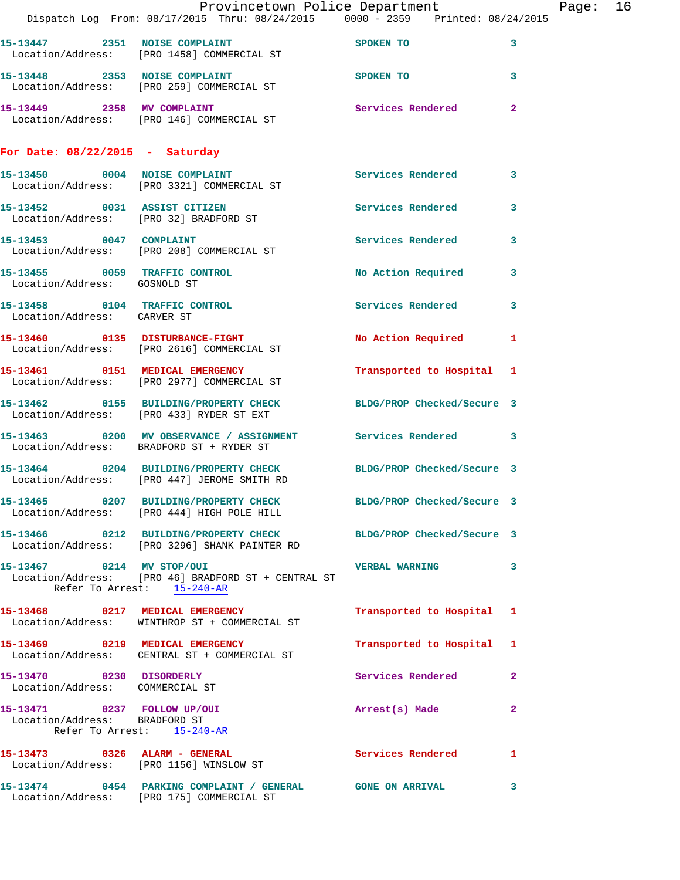15-13447 2351 NOISE COMPLAINT SPOKEN TO 3
Location/Address: [PRO 1458] COMMERCIAL ST

15-13448 2353 NOISE COMPLAINT SPOKEN TO 3
Location/Address: [PRO 259] COMMERCIAL ST

15-13449 2358 MV COMPLAINT Services Rendered 2
Location/Address: [PRO 146] COMMERCIAL ST

**For Date: 08/22/2015 - Saturday**

15-13450 0004 NOISE COMPLAINT Services Rendered 3
Location/Address: [PRO 3321] COMMERCIAL ST

15-13452 0031 ASSIST CITIZEN Services Rendered 3
Location/Address: [PRO 32] BRADFORD ST

15-13453 0047 COMPLAINT Services Rendered 3
Location/Address: [PRO 208] COMMERCIAL ST

15-13455 0059 TRAFFIC CONTROL No Action Required 3
Location/Address: GOSNOLD ST

15-13458 0104 TRAFFIC CONTROL Services Rendered 3
Location/Address: CARVER ST

15-13460 0135 DISTURBANCE-FIGHT No Action Required 1
Location/Address: [PRO 2616] COMMERCIAL ST

15-13461 0151 MEDICAL EMERGENCY Transported to Hospital 1
Location/Address: [PRO 2977] COMMERCIAL ST

15-13462 0155 BUILDING/PROPERTY CHECK BLDG/PROP Checked/Secure 3
Location/Address: [PRO 433] RYDER ST EXT

15-13463 0200 MV OBSERVANCE / ASSIGNMENT Services Rendered 3
Location/Address: BRADFORD ST + RYDER ST

15-13464 0204 BUILDING/PROPERTY CHECK BLDG/PROP Checked/Secure 3
Location/Address: [PRO 447] JEROME SMITH RD

15-13465 0207 BUILDING/PROPERTY CHECK BLDG/PROP Checked/Secure 3
Location/Address: [PRO 444] HIGH POLE HILL

15-13466 0212 BUILDING/PROPERTY CHECK BLDG/PROP Checked/Secure 3
Location/Address: [PRO 3296] SHANK PAINTER RD

15-13467 0214 MV STOP/OUI VERBAL WARNING 3
Location/Address: [PRO 46] BRADFORD ST + CENTRAL ST
Refer To Arrest: 15-240-AR

15-13468 0217 MEDICAL EMERGENCY Transported to Hospital 1
Location/Address: WINTHROP ST + COMMERCIAL ST

15-13469 0219 MEDICAL EMERGENCY Transported to Hospital 1
Location/Address: CENTRAL ST + COMMERCIAL ST

15-13470 0230 DISORDERLY Services Rendered 2
Location/Address: COMMERCIAL ST

15-13471 0237 FOLLOW UP/OUI Arrest(s) Made 2
Location/Address: BRADFORD ST
Refer To Arrest: 15-240-AR

15-13473 0326 ALARM - GENERAL Services Rendered 1
Location/Address: [PRO 1156] WINSLOW ST

15-13474 0454 PARKING COMPLAINT / GENERAL GONE ON ARRIVAL 3
Location/Address: [PRO 175] COMMERCIAL ST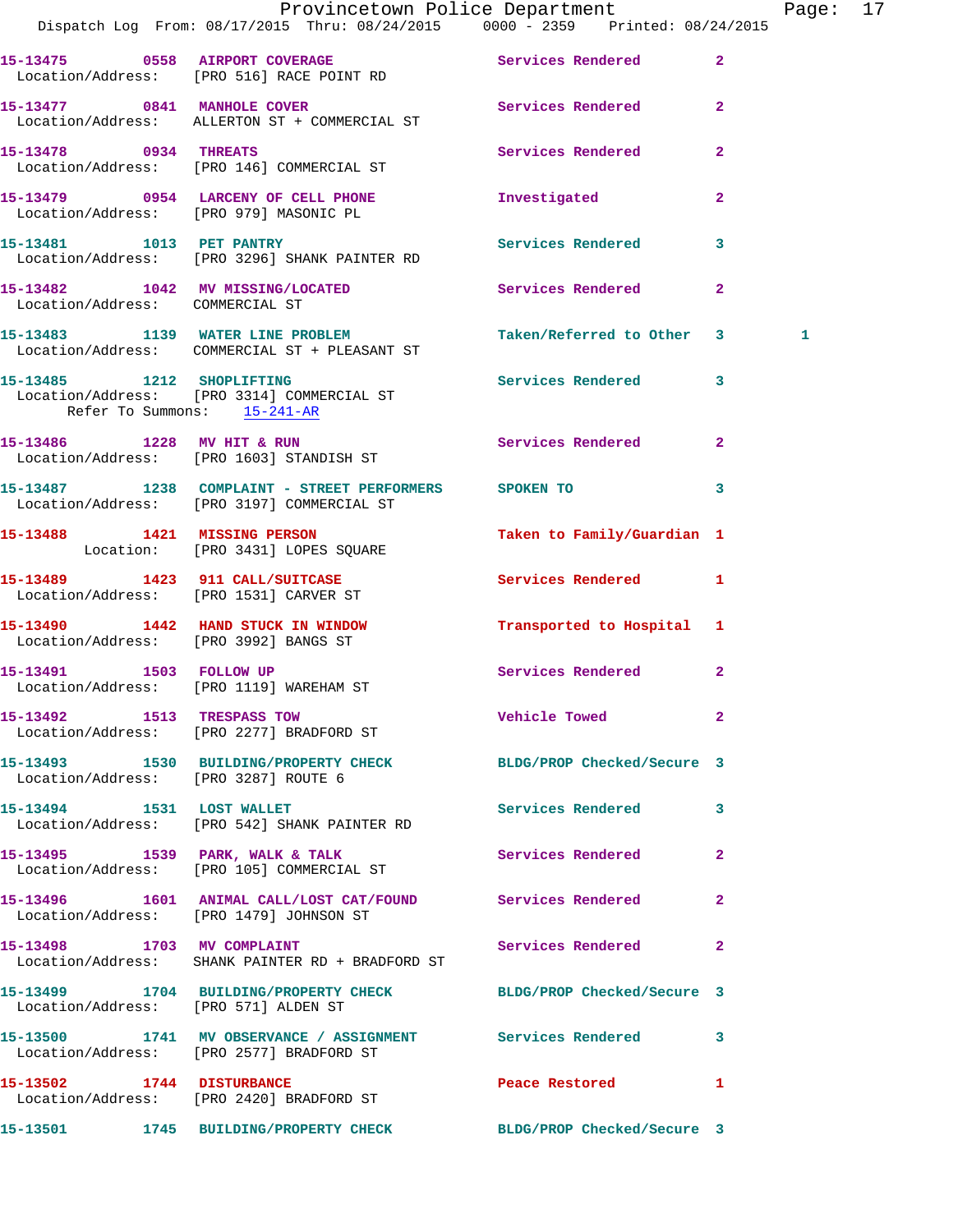15-13475 0558 AIRPORT COVERAGE Services Rendered 2
Location/Address: [PRO 516] RACE POINT RD

15-13477 0841 MANHOLE COVER Services Rendered 2
Location/Address: ALLERTON ST + COMMERCIAL ST

15-13478 0934 THREATS Services Rendered 2
Location/Address: [PRO 146] COMMERCIAL ST

15-13479 0954 LARCENY OF CELL PHONE Investigated 2
Location/Address: [PRO 979] MASONIC PL

15-13481 1013 PET PANTRY Services Rendered 3
Location/Address: [PRO 3296] SHANK PAINTER RD

15-13482 1042 MV MISSING/LOCATED Services Rendered 2
Location/Address: COMMERCIAL ST

15-13483 1139 WATER LINE PROBLEM Taken/Referred to Other 3 1
Location/Address: COMMERCIAL ST + PLEASANT ST

15-13485 1212 SHOPLIFTING Services Rendered 3
Location/Address: [PRO 3314] COMMERCIAL ST
Refer To Summons: 15-241-AR

15-13486 1228 MV HIT & RUN Services Rendered 2
Location/Address: [PRO 1603] STANDISH ST

15-13487 1238 COMPLAINT - STREET PERFORMERS SPOKEN TO 3
Location/Address: [PRO 3197] COMMERCIAL ST

15-13488 1421 MISSING PERSON Taken to Family/Guardian 1
Location: [PRO 3431] LOPES SQUARE

15-13489 1423 911 CALL/SUITCASE Services Rendered 1
Location/Address: [PRO 1531] CARVER ST

15-13490 1442 HAND STUCK IN WINDOW Transported to Hospital 1
Location/Address: [PRO 3992] BANGS ST

15-13491 1503 FOLLOW UP Services Rendered 2
Location/Address: [PRO 1119] WAREHAM ST

15-13492 1513 TRESPASS TOW Vehicle Towed 2
Location/Address: [PRO 2277] BRADFORD ST

15-13493 1530 BUILDING/PROPERTY CHECK BLDG/PROP Checked/Secure 3
Location/Address: [PRO 3287] ROUTE 6

15-13494 1531 LOST WALLET Services Rendered 3
Location/Address: [PRO 542] SHANK PAINTER RD

15-13495 1539 PARK, WALK & TALK Services Rendered 2
Location/Address: [PRO 105] COMMERCIAL ST

15-13496 1601 ANIMAL CALL/LOST CAT/FOUND Services Rendered 2
Location/Address: [PRO 1479] JOHNSON ST

15-13498 1703 MV COMPLAINT Services Rendered 2
Location/Address: SHANK PAINTER RD + BRADFORD ST

15-13499 1704 BUILDING/PROPERTY CHECK BLDG/PROP Checked/Secure 3
Location/Address: [PRO 571] ALDEN ST

15-13500 1741 MV OBSERVANCE / ASSIGNMENT Services Rendered 3
Location/Address: [PRO 2577] BRADFORD ST

15-13502 1744 DISTURBANCE Peace Restored 1
Location/Address: [PRO 2420] BRADFORD ST

15-13501 1745 BUILDING/PROPERTY CHECK BLDG/PROP Checked/Secure 3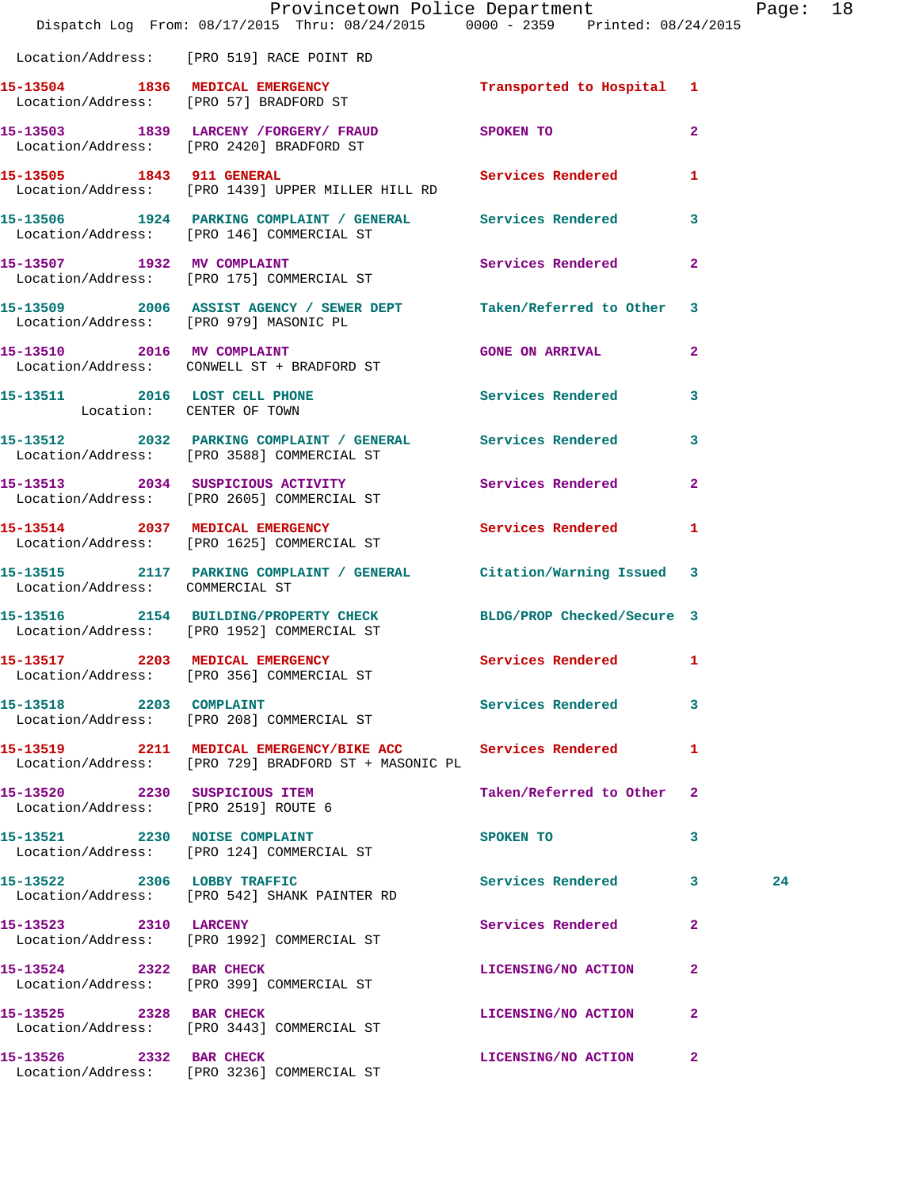Location/Address: [PRO 519] RACE POINT RD

**15-13504** 1836 **MEDICAL EMERGENCY** Transported to Hospital 1
Location/Address: [PRO 57] BRADFORD ST

**15-13503** 1839 **LARCENY /FORGERY/ FRAUD** SPOKEN TO 2
Location/Address: [PRO 2420] BRADFORD ST

**15-13505** 1843 **911 GENERAL** Services Rendered 1
Location/Address: [PRO 1439] UPPER MILLER HILL RD

**15-13506** 1924 **PARKING COMPLAINT / GENERAL** Services Rendered 3
Location/Address: [PRO 146] COMMERCIAL ST

**15-13507** 1932 **MV COMPLAINT** Services Rendered 2
Location/Address: [PRO 175] COMMERCIAL ST

**15-13509** 2006 **ASSIST AGENCY / SEWER DEPT** Taken/Referred to Other 3
Location/Address: [PRO 979] MASONIC PL

**15-13510** 2016 **MV COMPLAINT** GONE ON ARRIVAL 2
Location/Address: CONWELL ST + BRADFORD ST

**15-13511** 2016 **LOST CELL PHONE** Services Rendered 3
Location: CENTER OF TOWN

**15-13512** 2032 **PARKING COMPLAINT / GENERAL** Services Rendered 3
Location/Address: [PRO 3588] COMMERCIAL ST

**15-13513** 2034 **SUSPICIOUS ACTIVITY** Services Rendered 2
Location/Address: [PRO 2605] COMMERCIAL ST

**15-13514** 2037 **MEDICAL EMERGENCY** Services Rendered 1
Location/Address: [PRO 1625] COMMERCIAL ST

**15-13515** 2117 **PARKING COMPLAINT / GENERAL** Citation/Warning Issued 3
Location/Address: COMMERCIAL ST

**15-13516** 2154 **BUILDING/PROPERTY CHECK** BLDG/PROP Checked/Secure 3
Location/Address: [PRO 1952] COMMERCIAL ST

**15-13517** 2203 **MEDICAL EMERGENCY** Services Rendered 1
Location/Address: [PRO 356] COMMERCIAL ST

**15-13518** 2203 **COMPLAINT** Services Rendered 3
Location/Address: [PRO 208] COMMERCIAL ST

**15-13519** 2211 **MEDICAL EMERGENCY/BIKE ACC** Services Rendered 1
Location/Address: [PRO 729] BRADFORD ST + MASONIC PL

**15-13520** 2230 **SUSPICIOUS ITEM** Taken/Referred to Other 2
Location/Address: [PRO 2519] ROUTE 6

**15-13521** 2230 **NOISE COMPLAINT** SPOKEN TO 3
Location/Address: [PRO 124] COMMERCIAL ST

**15-13522** 2306 **LOBBY TRAFFIC** Services Rendered 3 24
Location/Address: [PRO 542] SHANK PAINTER RD

**15-13523** 2310 **LARCENY** Services Rendered 2
Location/Address: [PRO 1992] COMMERCIAL ST

**15-13524** 2322 **BAR CHECK** LICENSING/NO ACTION 2
Location/Address: [PRO 399] COMMERCIAL ST

**15-13525** 2328 **BAR CHECK** LICENSING/NO ACTION 2
Location/Address: [PRO 3443] COMMERCIAL ST

**15-13526** 2332 **BAR CHECK** LICENSING/NO ACTION 2
Location/Address: [PRO 3236] COMMERCIAL ST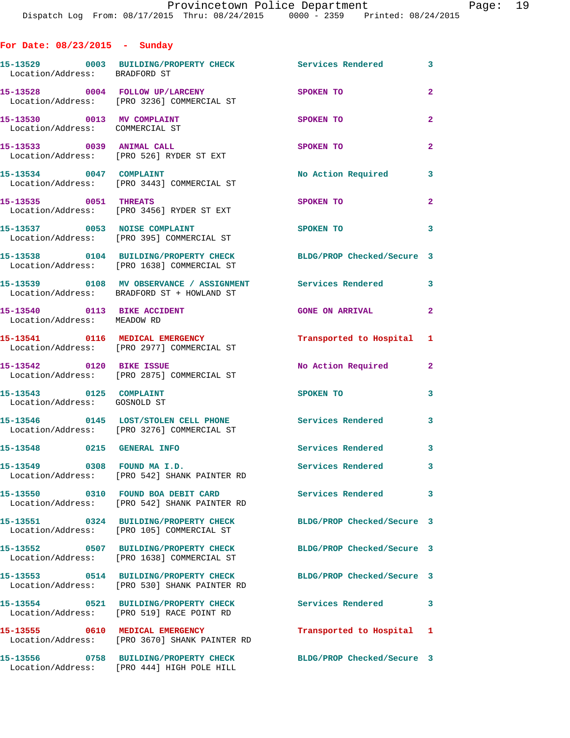**For Date: 08/23/2015 - Sunday**

| Call Number | Time | Call Reason | Action | Priority |
|---|---|---|---|---|
| 15-13529 | 0003 | BUILDING/PROPERTY CHECK | Services Rendered | 3 |
| | | Location/Address: BRADFORD ST | | |
| 15-13528 | 0004 | FOLLOW UP/LARCENY | SPOKEN TO | 2 |
| | | Location/Address: [PRO 3236] COMMERCIAL ST | | |
| 15-13530 | 0013 | MV COMPLAINT | SPOKEN TO | 2 |
| | | Location/Address: COMMERCIAL ST | | |
| 15-13533 | 0039 | ANIMAL CALL | SPOKEN TO | 2 |
| | | Location/Address: [PRO 526] RYDER ST EXT | | |
| 15-13534 | 0047 | COMPLAINT | No Action Required | 3 |
| | | Location/Address: [PRO 3443] COMMERCIAL ST | | |
| 15-13535 | 0051 | THREATS | SPOKEN TO | 2 |
| | | Location/Address: [PRO 3456] RYDER ST EXT | | |
| 15-13537 | 0053 | NOISE COMPLAINT | SPOKEN TO | 3 |
| | | Location/Address: [PRO 395] COMMERCIAL ST | | |
| 15-13538 | 0104 | BUILDING/PROPERTY CHECK | BLDG/PROP Checked/Secure | 3 |
| | | Location/Address: [PRO 1638] COMMERCIAL ST | | |
| 15-13539 | 0108 | MV OBSERVANCE / ASSIGNMENT | Services Rendered | 3 |
| | | Location/Address: BRADFORD ST + HOWLAND ST | | |
| 15-13540 | 0113 | BIKE ACCIDENT | GONE ON ARRIVAL | 2 |
| | | Location/Address: MEADOW RD | | |
| 15-13541 | 0116 | MEDICAL EMERGENCY | Transported to Hospital | 1 |
| | | Location/Address: [PRO 2977] COMMERCIAL ST | | |
| 15-13542 | 0120 | BIKE ISSUE | No Action Required | 2 |
| | | Location/Address: [PRO 2875] COMMERCIAL ST | | |
| 15-13543 | 0125 | COMPLAINT | SPOKEN TO | 3 |
| | | Location/Address: GOSNOLD ST | | |
| 15-13546 | 0145 | LOST/STOLEN CELL PHONE | Services Rendered | 3 |
| | | Location/Address: [PRO 3276] COMMERCIAL ST | | |
| 15-13548 | 0215 | GENERAL INFO | Services Rendered | 3 |
| 15-13549 | 0308 | FOUND MA I.D. | Services Rendered | 3 |
| | | Location/Address: [PRO 542] SHANK PAINTER RD | | |
| 15-13550 | 0310 | FOUND BOA DEBIT CARD | Services Rendered | 3 |
| | | Location/Address: [PRO 542] SHANK PAINTER RD | | |
| 15-13551 | 0324 | BUILDING/PROPERTY CHECK | BLDG/PROP Checked/Secure | 3 |
| | | Location/Address: [PRO 105] COMMERCIAL ST | | |
| 15-13552 | 0507 | BUILDING/PROPERTY CHECK | BLDG/PROP Checked/Secure | 3 |
| | | Location/Address: [PRO 1638] COMMERCIAL ST | | |
| 15-13553 | 0514 | BUILDING/PROPERTY CHECK | BLDG/PROP Checked/Secure | 3 |
| | | Location/Address: [PRO 530] SHANK PAINTER RD | | |
| 15-13554 | 0521 | BUILDING/PROPERTY CHECK | Services Rendered | 3 |
| | | Location/Address: [PRO 519] RACE POINT RD | | |
| 15-13555 | 0610 | MEDICAL EMERGENCY | Transported to Hospital | 1 |
| | | Location/Address: [PRO 3670] SHANK PAINTER RD | | |
| 15-13556 | 0758 | BUILDING/PROPERTY CHECK | BLDG/PROP Checked/Secure | 3 |
| | | Location/Address: [PRO 444] HIGH POLE HILL | | |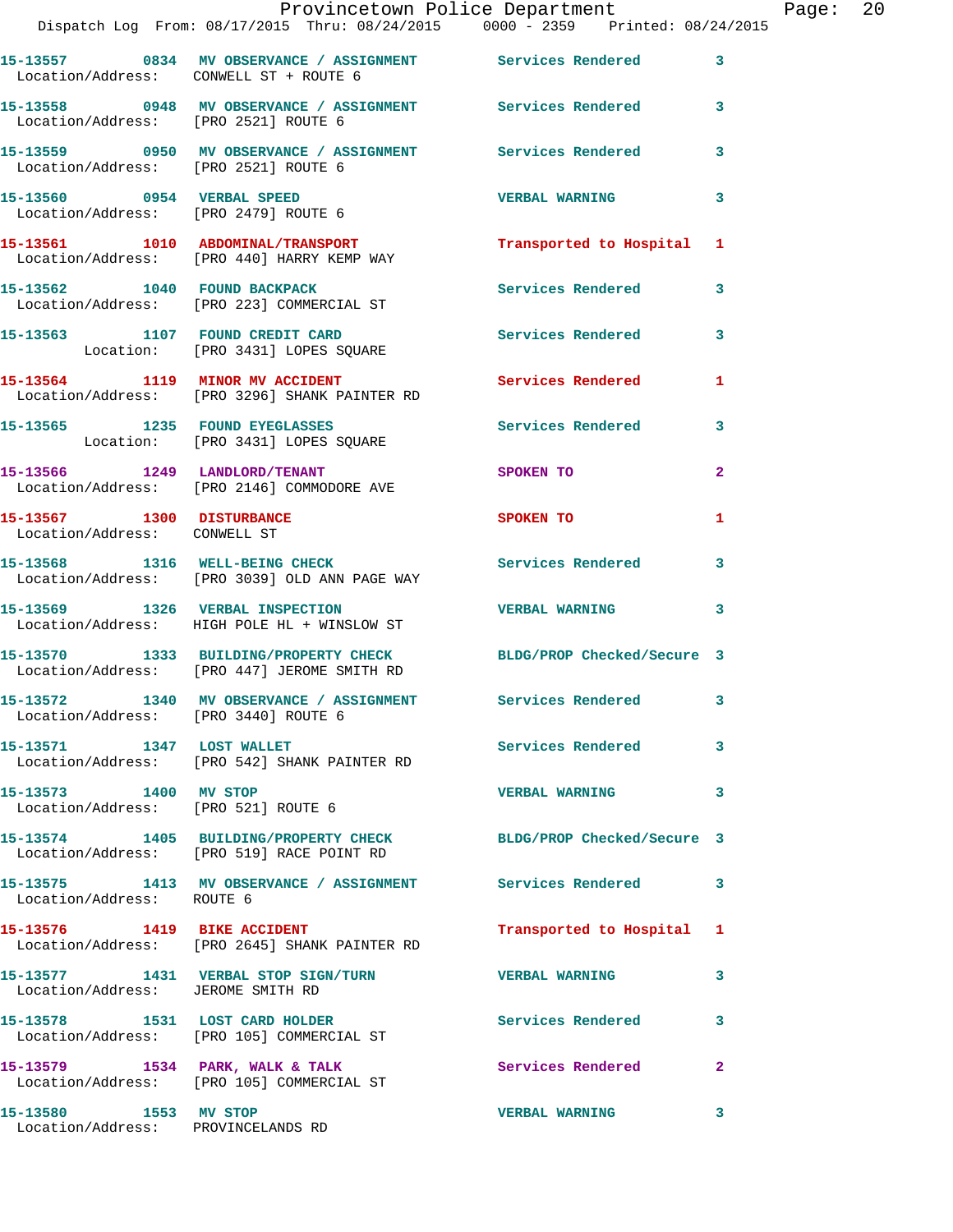15-13557 0834 MV OBSERVANCE / ASSIGNMENT Services Rendered 3
Location/Address: CONWELL ST + ROUTE 6

15-13558 0948 MV OBSERVANCE / ASSIGNMENT Services Rendered 3
Location/Address: [PRO 2521] ROUTE 6

15-13559 0950 MV OBSERVANCE / ASSIGNMENT Services Rendered 3
Location/Address: [PRO 2521] ROUTE 6

15-13560 0954 VERBAL SPEED VERBAL WARNING 3
Location/Address: [PRO 2479] ROUTE 6

15-13561 1010 ABDOMINAL/TRANSPORT Transported to Hospital 1
Location/Address: [PRO 440] HARRY KEMP WAY

15-13562 1040 FOUND BACKPACK Services Rendered 3
Location/Address: [PRO 223] COMMERCIAL ST

15-13563 1107 FOUND CREDIT CARD Services Rendered 3
Location: [PRO 3431] LOPES SQUARE

15-13564 1119 MINOR MV ACCIDENT Services Rendered 1
Location/Address: [PRO 3296] SHANK PAINTER RD

15-13565 1235 FOUND EYEGLASSES Services Rendered 3
Location: [PRO 3431] LOPES SQUARE

15-13566 1249 LANDLORD/TENANT SPOKEN TO 2
Location/Address: [PRO 2146] COMMODORE AVE

15-13567 1300 DISTURBANCE SPOKEN TO 1
Location/Address: CONWELL ST

15-13568 1316 WELL-BEING CHECK Services Rendered 3
Location/Address: [PRO 3039] OLD ANN PAGE WAY

15-13569 1326 VERBAL INSPECTION VERBAL WARNING 3
Location/Address: HIGH POLE HL + WINSLOW ST

15-13570 1333 BUILDING/PROPERTY CHECK BLDG/PROP Checked/Secure 3
Location/Address: [PRO 447] JEROME SMITH RD

15-13572 1340 MV OBSERVANCE / ASSIGNMENT Services Rendered 3
Location/Address: [PRO 3440] ROUTE 6

15-13571 1347 LOST WALLET Services Rendered 3
Location/Address: [PRO 542] SHANK PAINTER RD

15-13573 1400 MV STOP VERBAL WARNING 3
Location/Address: [PRO 521] ROUTE 6

15-13574 1405 BUILDING/PROPERTY CHECK BLDG/PROP Checked/Secure 3
Location/Address: [PRO 519] RACE POINT RD

15-13575 1413 MV OBSERVANCE / ASSIGNMENT Services Rendered 3
Location/Address: ROUTE 6

15-13576 1419 BIKE ACCIDENT Transported to Hospital 1
Location/Address: [PRO 2645] SHANK PAINTER RD

15-13577 1431 VERBAL STOP SIGN/TURN VERBAL WARNING 3
Location/Address: JEROME SMITH RD

15-13578 1531 LOST CARD HOLDER Services Rendered 3
Location/Address: [PRO 105] COMMERCIAL ST

15-13579 1534 PARK, WALK & TALK Services Rendered 2
Location/Address: [PRO 105] COMMERCIAL ST

15-13580 1553 MV STOP VERBAL WARNING 3
Location/Address: PROVINCELANDS RD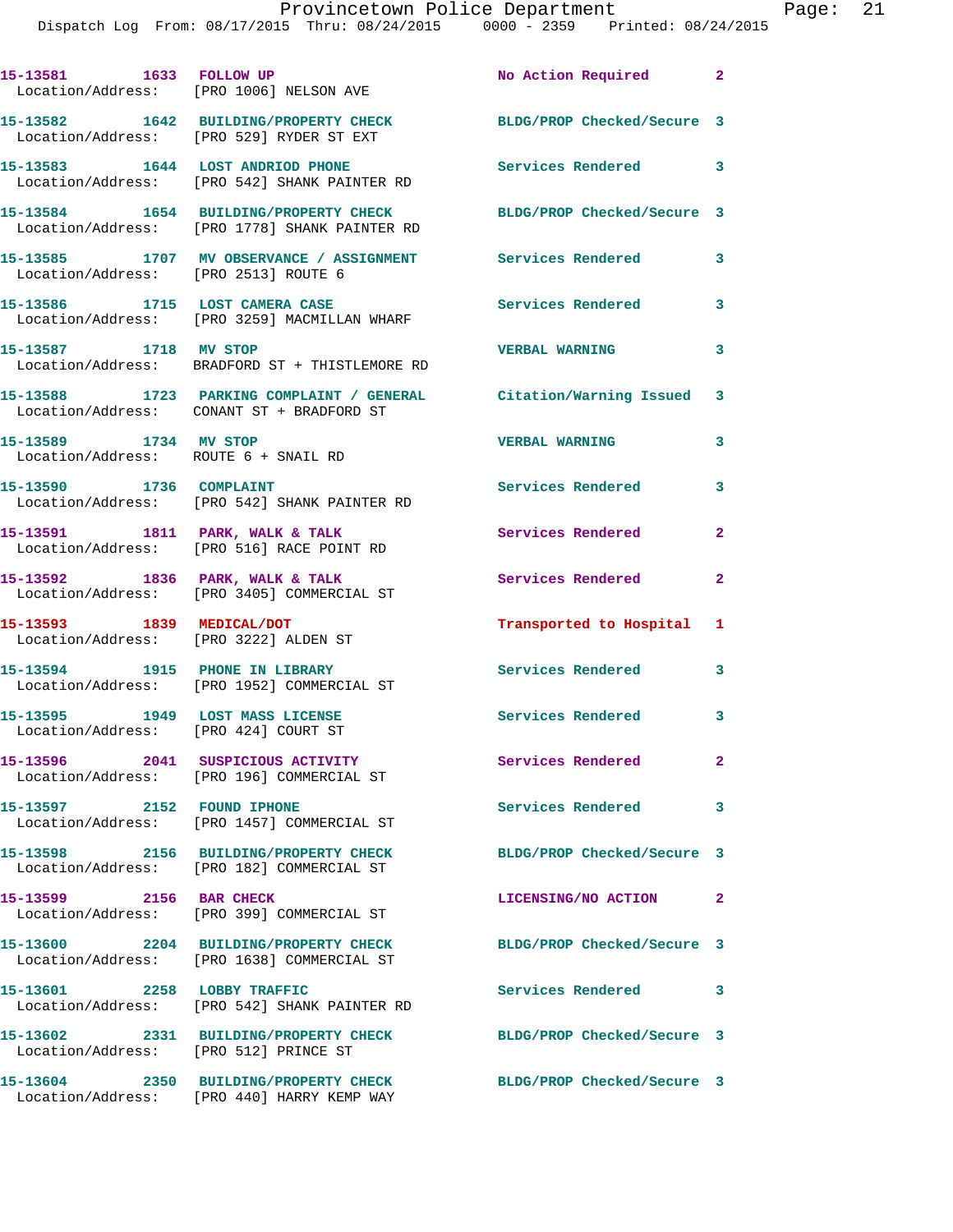| Call Number | Time | Call Reason | Action | Priority |
|---|---|---|---|---|
| 15-13581 | 1633 | FOLLOW UP | No Action Required | 2 |
| Location/Address: [PRO 1006] NELSON AVE | | | | |
| 15-13582 | 1642 | BUILDING/PROPERTY CHECK | BLDG/PROP Checked/Secure | 3 |
| Location/Address: [PRO 529] RYDER ST EXT | | | | |
| 15-13583 | 1644 | LOST ANDRIOD PHONE | Services Rendered | 3 |
| Location/Address: [PRO 542] SHANK PAINTER RD | | | | |
| 15-13584 | 1654 | BUILDING/PROPERTY CHECK | BLDG/PROP Checked/Secure | 3 |
| Location/Address: [PRO 1778] SHANK PAINTER RD | | | | |
| 15-13585 | 1707 | MV OBSERVANCE / ASSIGNMENT | Services Rendered | 3 |
| Location/Address: [PRO 2513] ROUTE 6 | | | | |
| 15-13586 | 1715 | LOST CAMERA CASE | Services Rendered | 3 |
| Location/Address: [PRO 3259] MACMILLAN WHARF | | | | |
| 15-13587 | 1718 | MV STOP | VERBAL WARNING | 3 |
| Location/Address: BRADFORD ST + THISTLEMORE RD | | | | |
| 15-13588 | 1723 | PARKING COMPLAINT / GENERAL | Citation/Warning Issued | 3 |
| Location/Address: CONANT ST + BRADFORD ST | | | | |
| 15-13589 | 1734 | MV STOP | VERBAL WARNING | 3 |
| Location/Address: ROUTE 6 + SNAIL RD | | | | |
| 15-13590 | 1736 | COMPLAINT | Services Rendered | 3 |
| Location/Address: [PRO 542] SHANK PAINTER RD | | | | |
| 15-13591 | 1811 | PARK, WALK & TALK | Services Rendered | 2 |
| Location/Address: [PRO 516] RACE POINT RD | | | | |
| 15-13592 | 1836 | PARK, WALK & TALK | Services Rendered | 2 |
| Location/Address: [PRO 3405] COMMERCIAL ST | | | | |
| 15-13593 | 1839 | MEDICAL/DOT | Transported to Hospital | 1 |
| Location/Address: [PRO 3222] ALDEN ST | | | | |
| 15-13594 | 1915 | PHONE IN LIBRARY | Services Rendered | 3 |
| Location/Address: [PRO 1952] COMMERCIAL ST | | | | |
| 15-13595 | 1949 | LOST MASS LICENSE | Services Rendered | 3 |
| Location/Address: [PRO 424] COURT ST | | | | |
| 15-13596 | 2041 | SUSPICIOUS ACTIVITY | Services Rendered | 2 |
| Location/Address: [PRO 196] COMMERCIAL ST | | | | |
| 15-13597 | 2152 | FOUND IPHONE | Services Rendered | 3 |
| Location/Address: [PRO 1457] COMMERCIAL ST | | | | |
| 15-13598 | 2156 | BUILDING/PROPERTY CHECK | BLDG/PROP Checked/Secure | 3 |
| Location/Address: [PRO 182] COMMERCIAL ST | | | | |
| 15-13599 | 2156 | BAR CHECK | LICENSING/NO ACTION | 2 |
| Location/Address: [PRO 399] COMMERCIAL ST | | | | |
| 15-13600 | 2204 | BUILDING/PROPERTY CHECK | BLDG/PROP Checked/Secure | 3 |
| Location/Address: [PRO 1638] COMMERCIAL ST | | | | |
| 15-13601 | 2258 | LOBBY TRAFFIC | Services Rendered | 3 |
| Location/Address: [PRO 542] SHANK PAINTER RD | | | | |
| 15-13602 | 2331 | BUILDING/PROPERTY CHECK | BLDG/PROP Checked/Secure | 3 |
| Location/Address: [PRO 512] PRINCE ST | | | | |
| 15-13604 | 2350 | BUILDING/PROPERTY CHECK | BLDG/PROP Checked/Secure | 3 |
| Location/Address: [PRO 440] HARRY KEMP WAY | | | | |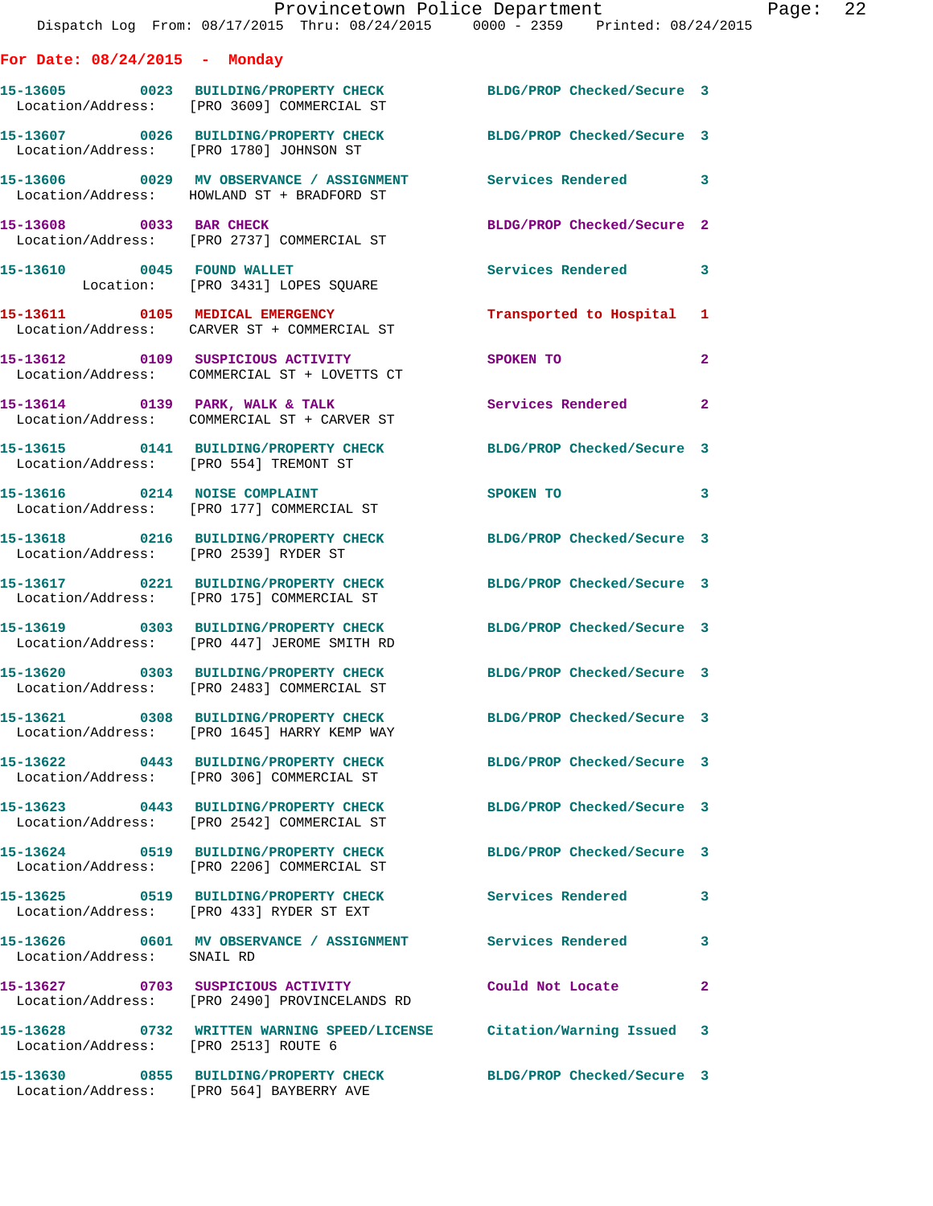**For Date: 08/24/2015 - Monday**

| | | | | |
|---|---|---|---|---|
| 15-13605 | 0023 | BUILDING/PROPERTY CHECK | BLDG/PROP Checked/Secure | 3 |
| Location/Address: | | [PRO 3609] COMMERCIAL ST | | |
| 15-13607 | 0026 | BUILDING/PROPERTY CHECK | BLDG/PROP Checked/Secure | 3 |
| Location/Address: | | [PRO 1780] JOHNSON ST | | |
| 15-13606 | 0029 | MV OBSERVANCE / ASSIGNMENT | Services Rendered | 3 |
| Location/Address: | | HOWLAND ST + BRADFORD ST | | |
| 15-13608 | 0033 | BAR CHECK | BLDG/PROP Checked/Secure | 2 |
| Location/Address: | | [PRO 2737] COMMERCIAL ST | | |
| 15-13610 | 0045 | FOUND WALLET | Services Rendered | 3 |
| Location: | | [PRO 3431] LOPES SQUARE | | |
| 15-13611 | 0105 | MEDICAL EMERGENCY | Transported to Hospital | 1 |
| Location/Address: | | CARVER ST + COMMERCIAL ST | | |
| 15-13612 | 0109 | SUSPICIOUS ACTIVITY | SPOKEN TO | 2 |
| Location/Address: | | COMMERCIAL ST + LOVETTS CT | | |
| 15-13614 | 0139 | PARK, WALK & TALK | Services Rendered | 2 |
| Location/Address: | | COMMERCIAL ST + CARVER ST | | |
| 15-13615 | 0141 | BUILDING/PROPERTY CHECK | BLDG/PROP Checked/Secure | 3 |
| Location/Address: | | [PRO 554] TREMONT ST | | |
| 15-13616 | 0214 | NOISE COMPLAINT | SPOKEN TO | 3 |
| Location/Address: | | [PRO 177] COMMERCIAL ST | | |
| 15-13618 | 0216 | BUILDING/PROPERTY CHECK | BLDG/PROP Checked/Secure | 3 |
| Location/Address: | | [PRO 2539] RYDER ST | | |
| 15-13617 | 0221 | BUILDING/PROPERTY CHECK | BLDG/PROP Checked/Secure | 3 |
| Location/Address: | | [PRO 175] COMMERCIAL ST | | |
| 15-13619 | 0303 | BUILDING/PROPERTY CHECK | BLDG/PROP Checked/Secure | 3 |
| Location/Address: | | [PRO 447] JEROME SMITH RD | | |
| 15-13620 | 0303 | BUILDING/PROPERTY CHECK | BLDG/PROP Checked/Secure | 3 |
| Location/Address: | | [PRO 2483] COMMERCIAL ST | | |
| 15-13621 | 0308 | BUILDING/PROPERTY CHECK | BLDG/PROP Checked/Secure | 3 |
| Location/Address: | | [PRO 1645] HARRY KEMP WAY | | |
| 15-13622 | 0443 | BUILDING/PROPERTY CHECK | BLDG/PROP Checked/Secure | 3 |
| Location/Address: | | [PRO 306] COMMERCIAL ST | | |
| 15-13623 | 0443 | BUILDING/PROPERTY CHECK | BLDG/PROP Checked/Secure | 3 |
| Location/Address: | | [PRO 2542] COMMERCIAL ST | | |
| 15-13624 | 0519 | BUILDING/PROPERTY CHECK | BLDG/PROP Checked/Secure | 3 |
| Location/Address: | | [PRO 2206] COMMERCIAL ST | | |
| 15-13625 | 0519 | BUILDING/PROPERTY CHECK | Services Rendered | 3 |
| Location/Address: | | [PRO 433] RYDER ST EXT | | |
| 15-13626 | 0601 | MV OBSERVANCE / ASSIGNMENT | Services Rendered | 3 |
| Location/Address: | | SNAIL RD | | |
| 15-13627 | 0703 | SUSPICIOUS ACTIVITY | Could Not Locate | 2 |
| Location/Address: | | [PRO 2490] PROVINCELANDS RD | | |
| 15-13628 | 0732 | WRITTEN WARNING SPEED/LICENSE | Citation/Warning Issued | 3 |
| Location/Address: | | [PRO 2513] ROUTE 6 | | |
| 15-13630 | 0855 | BUILDING/PROPERTY CHECK | BLDG/PROP Checked/Secure | 3 |
| Location/Address: | | [PRO 564] BAYBERRY AVE | | |